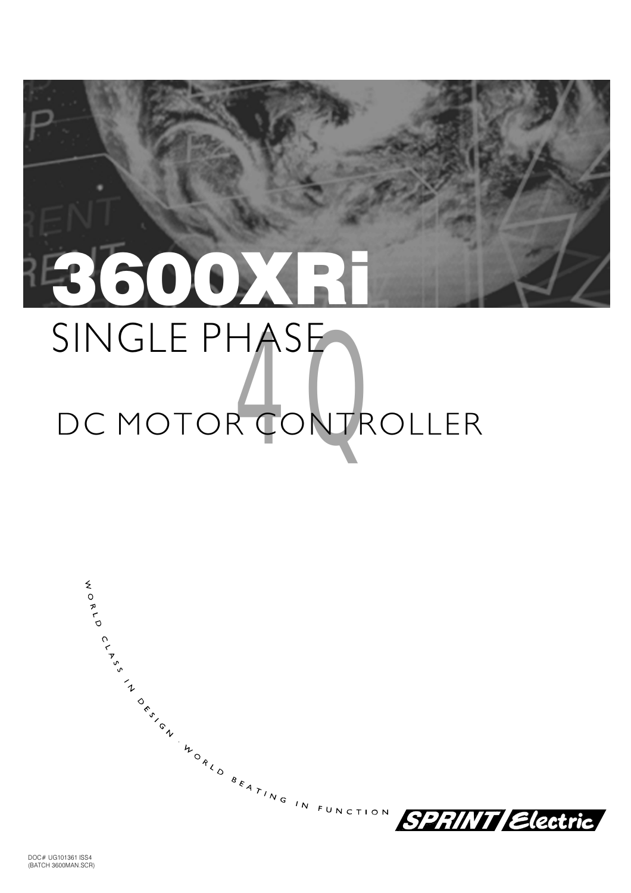# 3600XRi

## SINGLE PHASE 4Q

## DC MOTOR CONTROLLER

WORLD CLASS IN DESIGN · WORLD BEATING IN FUNCTION

SPRINT Electric

DOC# UG101361 ISS4
(BATCH 3600MAN.SCR)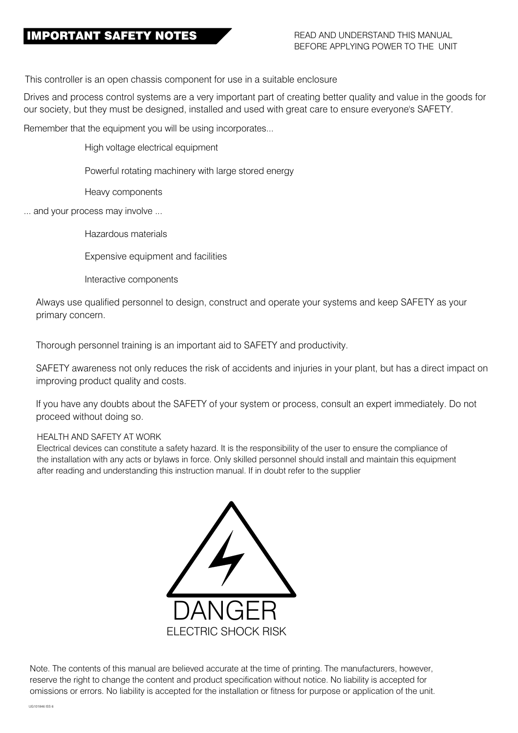## IMPORTANT SAFETY NOTES

READ AND UNDERSTAND THIS MANUAL BEFORE APPLYING POWER TO THE UNIT

This controller is an open chassis component for use in a suitable enclosure

Drives and process control systems are a very important part of creating better quality and value in the goods for our society, but they must be designed, installed and used with great care to ensure everyone's SAFETY.

Remember that the equipment you will be using incorporates...

- High voltage electrical equipment
- Powerful rotating machinery with large stored energy
- Heavy components

... and your process may involve ...

- Hazardous materials
- Expensive equipment and facilities
- Interactive components

Always use qualified personnel to design, construct and operate your systems and keep SAFETY as your primary concern.

Thorough personnel training is an important aid to SAFETY and productivity.

SAFETY awareness not only reduces the risk of accidents and injuries in your plant, but has a direct impact on improving product quality and costs.

If you have any doubts about the SAFETY of your system or process, consult an expert immediately. Do not proceed without doing so.

HEALTH AND SAFETY AT WORK
Electrical devices can constitute a safety hazard. It is the responsibility of the user to ensure the compliance of the installation with any acts or bylaws in force. Only skilled personnel should install and maintain this equipment after reading and understanding this instruction manual. If in doubt refer to the supplier

DANGER
ELECTRIC SHOCK RISK

Note. The contents of this manual are believed accurate at the time of printing. The manufacturers, however, reserve the right to change the content and product specification without notice. No liability is accepted for omissions or errors. No liability is accepted for the installation or fitness for purpose or application of the unit.

UG101846 ISS 6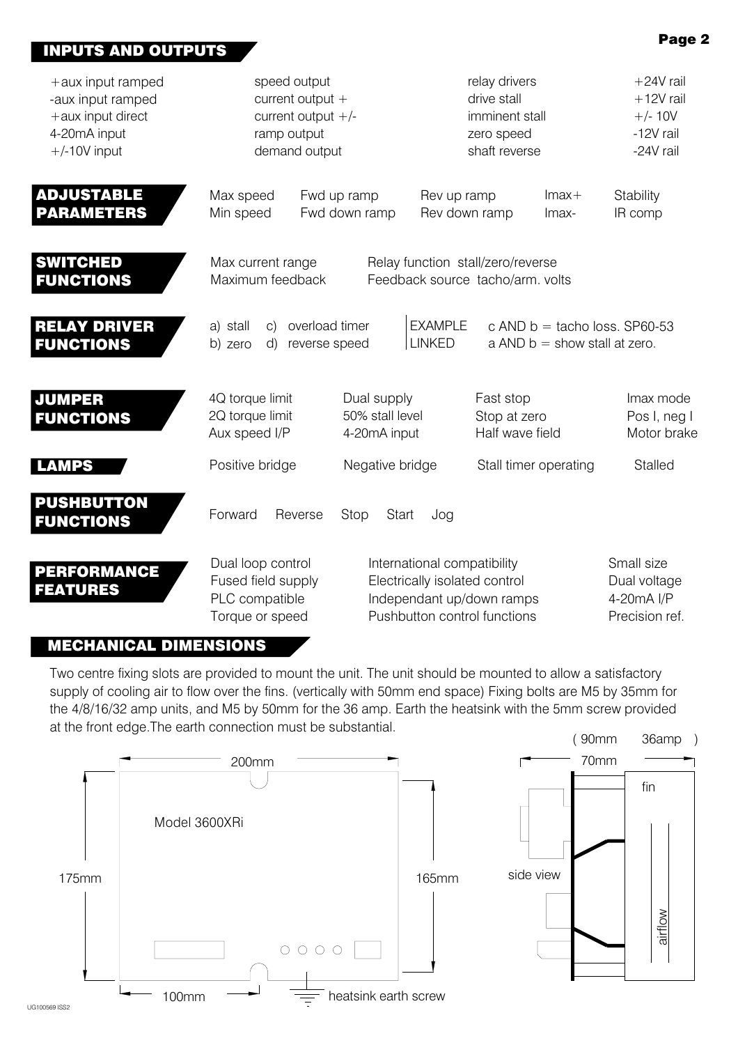## INPUTS AND OUTPUTS

| | | | |
|---|---|---|---|
| +aux input ramped | speed output | relay drivers | +24V rail |
| -aux input ramped | current output + | drive stall | +12V rail |
| +aux input direct | current output +/- | imminent stall | +/- 10V |
| 4-20mA input | ramp output | zero speed | -12V rail |
| +/-10V input | demand output | shaft reverse | -24V rail |

## ADJUSTABLE PARAMETERS

| | | | | |
|---|---|---|---|---|
| Max speed | Fwd up ramp | Rev up ramp | Imax+ | Stability |
| Min speed | Fwd down ramp | Rev down ramp | Imax- | IR comp |

## SWITCHED FUNCTIONS

| | |
|---|---|
| Max current range | Relay function stall/zero/reverse |
| Maximum feedback | Feedback source tacho/arm. volts |

## RELAY DRIVER FUNCTIONS

a) stall c) overload timer
b) zero d) reverse speed

EXAMPLE LINKED
c AND b = tacho loss. SP60-53
a AND b = show stall at zero.

## JUMPER FUNCTIONS

| | | | |
|---|---|---|---|
| 4Q torque limit | Dual supply | Fast stop | Imax mode |
| 2Q torque limit | 50% stall level | Stop at zero | Pos I, neg I |
| Aux speed I/P | 4-20mA input | Half wave field | Motor brake |

## LAMPS

Positive bridge Negative bridge Stall timer operating Stalled

## PUSHBUTTON FUNCTIONS

Forward Reverse Stop Start Jog

## PERFORMANCE FEATURES

| | | |
|---|---|---|
| Dual loop control | International compatibility | Small size |
| Fused field supply | Electrically isolated control | Dual voltage |
| PLC compatible | Independant up/down ramps | 4-20mA I/P |
| Torque or speed | Pushbutton control functions | Precision ref. |

## MECHANICAL DIMENSIONS

Two centre fixing slots are provided to mount the unit. The unit should be mounted to allow a satisfactory supply of cooling air to flow over the fins. (vertically with 50mm end space) Fixing bolts are M5 by 35mm for the 4/8/16/32 amp units, and M5 by 50mm for the 36 amp. Earth the heatsink with the 5mm screw provided at the front edge.The earth connection must be substantial.

200mm
Model 3600XRi
175mm
165mm
100mm
heatsink earth screw

( 90mm 36amp )
70mm
fin
side view
airflow

UG100569 ISS2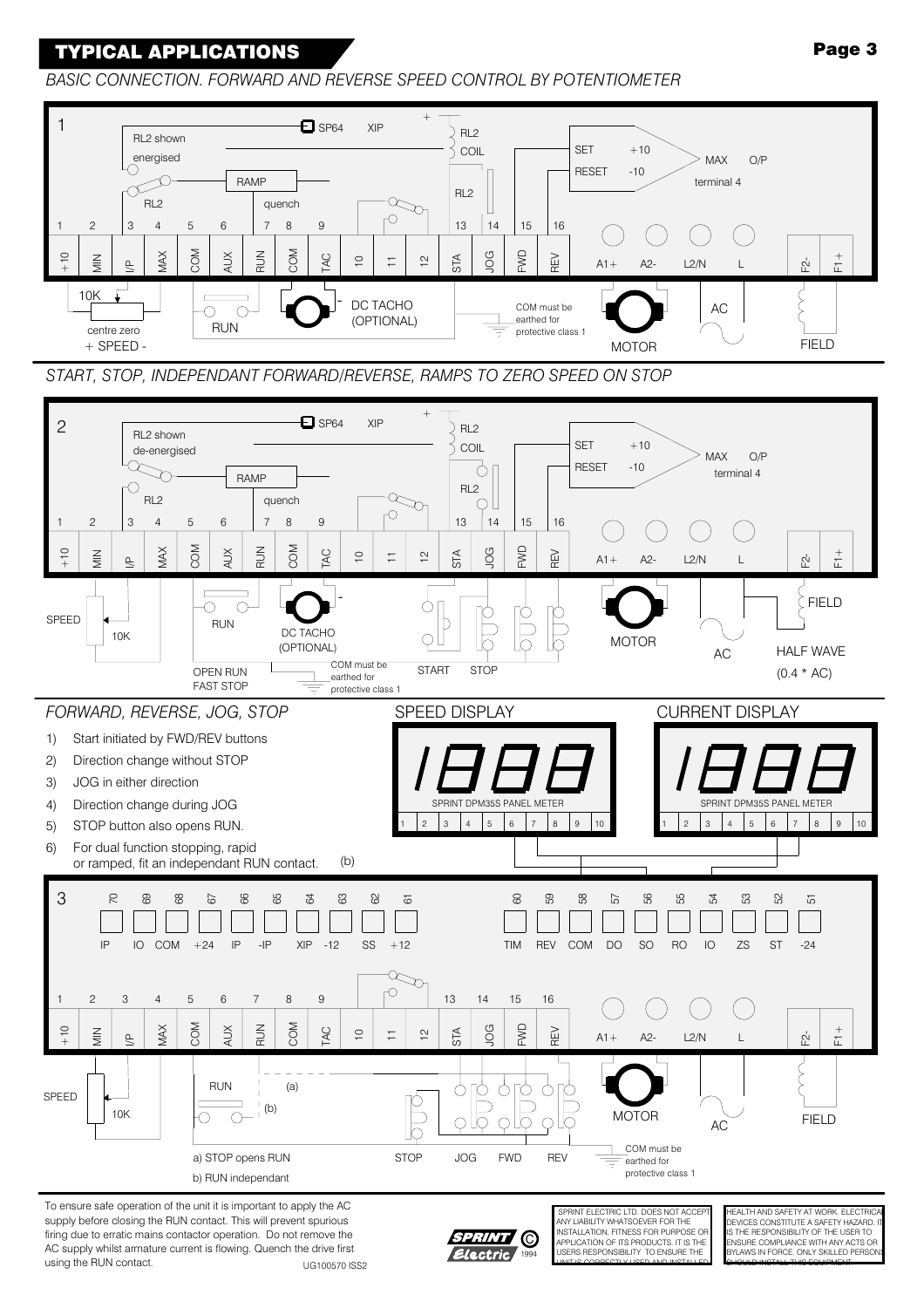## TYPICAL APPLICATIONS

*BASIC CONNECTION. FORWARD AND REVERSE SPEED CONTROL BY POTENTIOMETER*

1

RL2 shown energised

RL2

RAMP

quench

SP64 XIP

RL2 COIL

RL2

SET +10

RESET -10

MAX O/P terminal 4

| 1 | 2 | 3 | 4 | 5 | 6 | 7 | 8 | 9 | | | | 13 | 14 | 15 | 16 | | | | | | |
|---|---|---|---|---|---|---|---|---|---|---|---|---|---|---|---|---|---|---|---|---|---|
| +10 | MIN | I/P | MAX | COM | AUX | RUN | COM | TAC | 10 | 11 | 12 | STA | JOG | FWD | REV | A1+ | A2- | L2/N | L | F2- | F1+ |

10K centre zero + SPEED -

RUN

DC TACHO (OPTIONAL)

COM must be earthed for protective class 1

MOTOR

AC

FIELD

*START, STOP, INDEPENDANT FORWARD/REVERSE, RAMPS TO ZERO SPEED ON STOP*

2

RL2 shown de-energised

RL2

RAMP

quench

SP64 XIP

RL2 COIL

RL2

SET +10

RESET -10

MAX O/P terminal 4

| 1 | 2 | 3 | 4 | 5 | 6 | 7 | 8 | 9 | | | | 13 | 14 | 15 | 16 | | | | | | |
|---|---|---|---|---|---|---|---|---|---|---|---|---|---|---|---|---|---|---|---|---|---|
| +10 | MIN | I/P | MAX | COM | AUX | RUN | COM | TAC | 10 | 11 | 12 | STA | JOG | FWD | REV | A1+ | A2- | L2/N | L | F2- | F1+ |

SPEED 10K

RUN

OPEN RUN FAST STOP

DC TACHO (OPTIONAL)

COM must be earthed for protective class 1

START STOP

MOTOR

AC

FIELD

HALF WAVE (0.4 * AC)

*FORWARD, REVERSE, JOG, STOP*

1) Start initiated by FWD/REV buttons
2) Direction change without STOP
3) JOG in either direction
4) Direction change during JOG
5) STOP button also opens RUN.
6) For dual function stopping, rapid or ramped, fit an independant RUN contact. (b)

SPEED DISPLAY

SPRINT DPM35S PANEL METER

1 2 3 4 5 6 7 8 9 10

CURRENT DISPLAY

SPRINT DPM35S PANEL METER

1 2 3 4 5 6 7 8 9 10

3

| 70 | 69 | 68 | 67 | 66 | 65 | 64 | 63 | 62 | 61 | 60 | 59 | 58 | 57 | 56 | 55 | 54 | 53 | 52 | 51 |
|---|---|---|---|---|---|---|---|---|---|---|---|---|---|---|---|---|---|---|---|
| IP | IO | COM | +24 | IP | -IP | XIP | -12 | SS | +12 | TIM | REV | COM | DO | SO | RO | IO | ZS | ST | -24 |

| 1 | 2 | 3 | 4 | 5 | 6 | 7 | 8 | 9 | | | | 13 | 14 | 15 | 16 | | | | | | |
|---|---|---|---|---|---|---|---|---|---|---|---|---|---|---|---|---|---|---|---|---|---|
| +10 | MIN | I/P | MAX | COM | AUX | RUN | COM | TAC | 10 | 11 | 12 | STA | JOG | FWD | REV | A1+ | A2- | L2/N | L | F2- | F1+ |

SPEED 10K

RUN (a) (b)

a) STOP opens RUN

b) RUN independant

STOP JOG FWD REV

MOTOR

COM must be earthed for protective class 1

AC

FIELD

To ensure safe operation of the unit it is important to apply the AC supply before closing the RUN contact. This will prevent spurious firing due to erratic mains contactor operation. Do not remove the AC supply whilst armature current is flowing. Quench the drive first using the RUN contact.

UG100570 ISS2

SPRINT Electric © 1994

SPRINT ELECTRIC LTD. DOES NOT ACCEPT ANY LIABILITY WHATSOEVER FOR THE INSTALLATION, FITNESS FOR PURPOSE OR APPLICATION OF ITS PRODUCTS. IT IS THE USERS RESPONSIBILITY TO ENSURE THE UNIT IS CORRECTLY USED AND INSTALLED.

HEALTH AND SAFETY AT WORK. ELECTRICAL DEVICES CONSTITUTE A SAFETY HAZARD. IT IS THE RESPONSIBILITY OF THE USER TO ENSURE COMPLIANCE WITH ANY ACTS OR BYLAWS IN FORCE. ONLY SKILLED PERSONS SHOULD INSTALL THIS EQUIPMENT.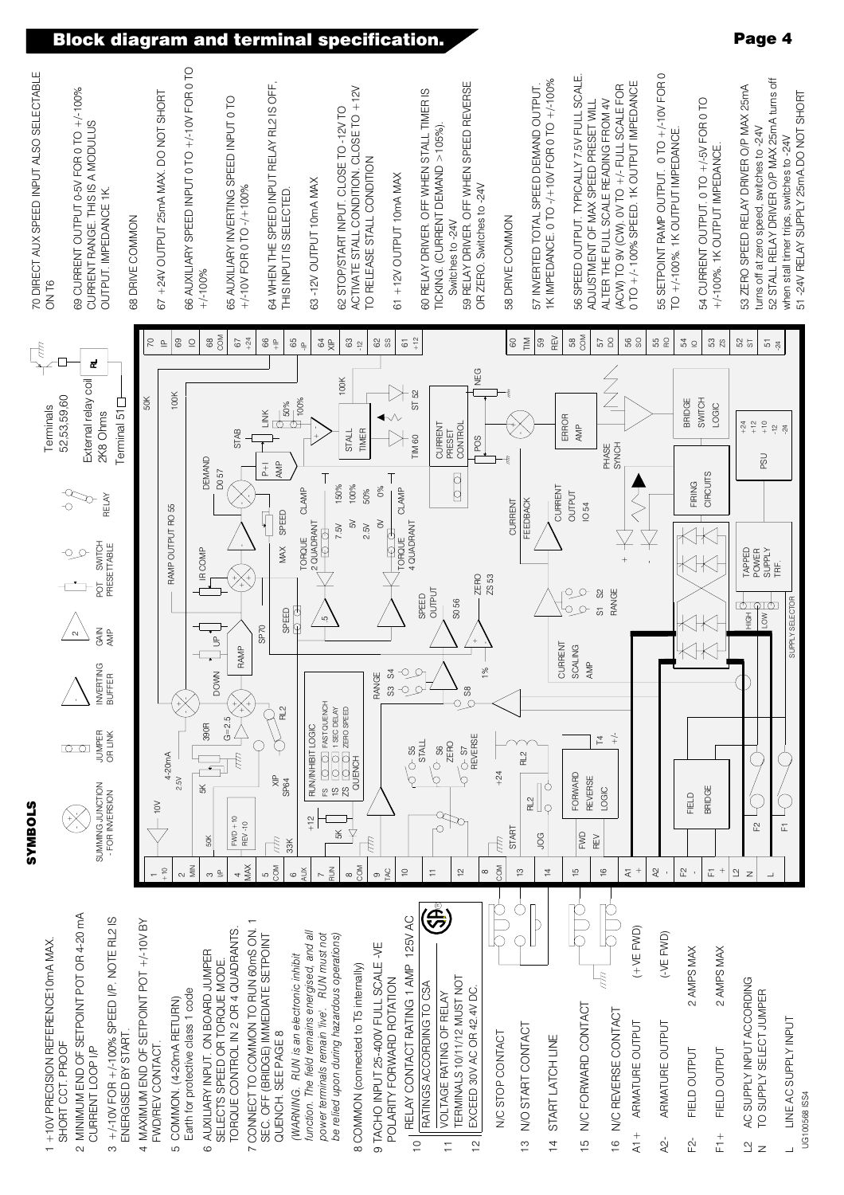# Block diagram and terminal specification.

## SYMBOLS

SUMMING JUNCTION - FOR INVERSION | JUMPER OR LINK | INVERTING BUFFER | GAIN AMP | POT PRESETTABLE | SWITCH | RELAY

Terminals 52,53,59,60 — External relay coil 2K8 Ohms — Terminal 51

1 +10V PRECISION REFERENCE10mA MAX. SHORT CCT. PROOF

2 MINIMUM END OF SETPOINT POT OR 4-20 mA CURRENT LOOP I/P

3 +/-10V FOR +/-100% SPEED I/P. NOTE RL2 IS ENERGISED BY START.

4 MAXIMUM END OF SETPOINT POT +/-10V BY FWD/REV CONTACT.

5 COMMON. (4-20mA RETURN) Earth for protective class 1 code

6 AUXILIARY INPUT. ON BOARD JUMPER SELECTS SPEED OR TORQUE MODE. TORQUE CONTROL IN 2 OR 4 QUADRANTS.

7 CONNECT TO COMMON TO RUN 60mS ON. 1 SEC. OFF (BRIDGE) IMMEDIATE SETPOINT QUENCH. SEE PAGE 8

*(WARNING. RUN is an electronic inhibit function. The field remains energised, and all power terminals remain 'live'. RUN must not be relied upon during hazardous operations)*

8 COMMON (connected to T5 internally)

9 TACHO INPUT 25-400V FULL SCALE -VE POLARITY FORWARD ROTATION

10 RELAY CONTACT RATING 1 AMP 125V AC RATINGS ACCORDING TO CSA

11 VOLTAGE RATING OF RELAY TERMINALS 10/11/12 MUST NOT

12 EXCEED 30V AC OR 42.4V DC.

N/C STOP CONTACT

13 N/O START CONTACT

14 START LATCH LINE

15 N/C FORWARD CONTACT

16 N/C REVERSE CONTACT

A1+ ARMATURE OUTPUT (+VE FWD)

A2- ARMATURE OUTPUT (-VE FWD)

F2- FIELD OUTPUT 2 AMPS MAX

F1+ FIELD OUTPUT 2 AMPS MAX

L2 N AC SUPPLY INPUT ACCORDING TO SUPPLY SELECT JUMPER

L LINE AC SUPPLY INPUT

70 DIRECT AUX SPEED INPUT ALSO SELECTABLE ON T6

69 CURRENT OUTPUT 0-5V FOR 0 TO +/-100% CURRENT RANGE. THIS IS A MODULUS OUTPUT. IMPEDANCE 1K.

68 DRIVE COMMON

67 +24V OUTPUT 25mA MAX. DO NOT SHORT

66 AUXILIARY SPEED INPUT 0 TO +/-10V FOR 0 TO +/-100%

65 AUXILIARY INVERTING SPEED INPUT 0 TO +/-10V FOR 0 TO -/+100%

64 WHEN THE SPEED INPUT RELAY RL2 IS OFF, THIS INPUT IS SELECTED.

63 -12V OUTPUT 10mA MAX

62 STOP/START INPUT. CLOSE TO -12V TO ACTIVATE STALL CONDITION. CLOSE TO +12V TO RELEASE STALL CONDITION

61 +12V OUTPUT 10mA MAX

60 RELAY DRIVER. OFF WHEN STALL TIMER IS TICKING. (CURRENT DEMAND >105%). Switches to -24V

59 RELAY DRIVER. OFF WHEN SPEED REVERSE OR ZERO. Switches to -24V

58 DRIVE COMMON

57 INVERTED TOTAL SPEED DEMAND OUTPUT. 1K IMPEDANCE. 0 TO -/+10V FOR 0 TO +/-100%

56 SPEED OUTPUT. TYPICALLY 7.5V FULL SCALE. ADJUSTMENT OF MAX SPEED PRESET WILL ALTER THE FULL SCALE READING FROM 4V (ACW) TO 9V (CW). 0V TO +/- FULL SCALE FOR 0 TO +/-100% SPEED. 1K OUTPUT IMPEDANCE

55 SETPOINT RAMP OUTPUT. 0 TO +/-10V FOR 0 TO +/-100%. 1K OUTPUT IMPEDANCE.

54 CURRENT OUTPUT. 0 TO +/-5V FOR 0 TO +/-100%. 1K OUTPUT IMPEDANCE.

53 ZERO SPEED RELAY DRIVER O/P MAX 25mA turns off at zero speed, switches to -24V

52 STALL RELAY DRIVER O/P MAX 25mA turns off when stall timer trips, switches to -24V

51 -24V RELAY SUPPLY 25mA DO NOT SHORT

UG100568 ISS4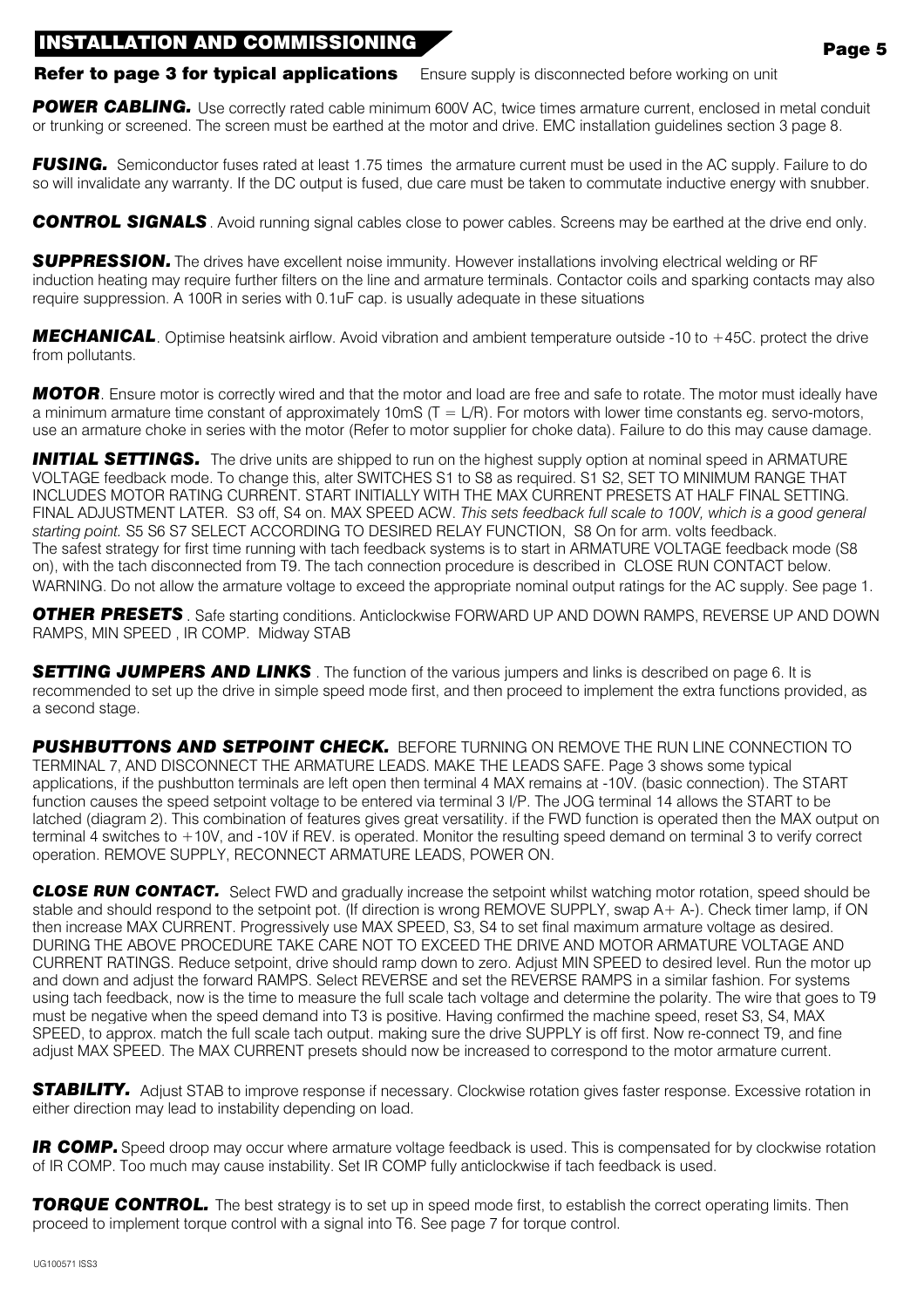## INSTALLATION AND COMMISSIONING

**Refer to page 3 for typical applications** Ensure supply is disconnected before working on unit

***POWER CABLING.*** Use correctly rated cable minimum 600V AC, twice times armature current, enclosed in metal conduit or trunking or screened. The screen must be earthed at the motor and drive. EMC installation guidelines section 3 page 8.

***FUSING.*** Semiconductor fuses rated at least 1.75 times the armature current must be used in the AC supply. Failure to do so will invalidate any warranty. If the DC output is fused, due care must be taken to commutate inductive energy with snubber.

***CONTROL SIGNALS***. Avoid running signal cables close to power cables. Screens may be earthed at the drive end only.

***SUPPRESSION.*** The drives have excellent noise immunity. However installations involving electrical welding or RF induction heating may require further filters on the line and armature terminals. Contactor coils and sparking contacts may also require suppression. A 100R in series with 0.1uF cap. is usually adequate in these situations

***MECHANICAL***. Optimise heatsink airflow. Avoid vibration and ambient temperature outside -10 to +45C. protect the drive from pollutants.

***MOTOR***. Ensure motor is correctly wired and that the motor and load are free and safe to rotate. The motor must ideally have a minimum armature time constant of approximately 10mS (T = L/R). For motors with lower time constants eg. servo-motors, use an armature choke in series with the motor (Refer to motor supplier for choke data). Failure to do this may cause damage.

***INITIAL SETTINGS.*** The drive units are shipped to run on the highest supply option at nominal speed in ARMATURE VOLTAGE feedback mode. To change this, alter SWITCHES S1 to S8 as required. S1 S2, SET TO MINIMUM RANGE THAT INCLUDES MOTOR RATING CURRENT. START INITIALLY WITH THE MAX CURRENT PRESETS AT HALF FINAL SETTING. FINAL ADJUSTMENT LATER. S3 off, S4 on. MAX SPEED ACW. *This sets feedback full scale to 100V, which is a good general starting point.* S5 S6 S7 SELECT ACCORDING TO DESIRED RELAY FUNCTION, S8 On for arm. volts feedback.
The safest strategy for first time running with tach feedback systems is to start in ARMATURE VOLTAGE feedback mode (S8 on), with the tach disconnected from T9. The tach connection procedure is described in CLOSE RUN CONTACT below.
WARNING. Do not allow the armature voltage to exceed the appropriate nominal output ratings for the AC supply. See page 1.

***OTHER PRESETS***. Safe starting conditions. Anticlockwise FORWARD UP AND DOWN RAMPS, REVERSE UP AND DOWN RAMPS, MIN SPEED , IR COMP. Midway STAB

***SETTING JUMPERS AND LINKS***. The function of the various jumpers and links is described on page 6. It is recommended to set up the drive in simple speed mode first, and then proceed to implement the extra functions provided, as a second stage.

***PUSHBUTTONS AND SETPOINT CHECK.*** BEFORE TURNING ON REMOVE THE RUN LINE CONNECTION TO TERMINAL 7, AND DISCONNECT THE ARMATURE LEADS. MAKE THE LEADS SAFE. Page 3 shows some typical applications, if the pushbutton terminals are left open then terminal 4 MAX remains at -10V. (basic connection). The START function causes the speed setpoint voltage to be entered via terminal 3 I/P. The JOG terminal 14 allows the START to be latched (diagram 2). This combination of features gives great versatility. if the FWD function is operated then the MAX output on terminal 4 switches to +10V, and -10V if REV. is operated. Monitor the resulting speed demand on terminal 3 to verify correct operation. REMOVE SUPPLY, RECONNECT ARMATURE LEADS, POWER ON.

***CLOSE RUN CONTACT.*** Select FWD and gradually increase the setpoint whilst watching motor rotation, speed should be stable and should respond to the setpoint pot. (If direction is wrong REMOVE SUPPLY, swap A+ A-). Check timer lamp, if ON then increase MAX CURRENT. Progressively use MAX SPEED, S3, S4 to set final maximum armature voltage as desired. DURING THE ABOVE PROCEDURE TAKE CARE NOT TO EXCEED THE DRIVE AND MOTOR ARMATURE VOLTAGE AND CURRENT RATINGS. Reduce setpoint, drive should ramp down to zero. Adjust MIN SPEED to desired level. Run the motor up and down and adjust the forward RAMPS. Select REVERSE and set the REVERSE RAMPS in a similar fashion. For systems using tach feedback, now is the time to measure the full scale tach voltage and determine the polarity. The wire that goes to T9 must be negative when the speed demand into T3 is positive. Having confirmed the machine speed, reset S3, S4, MAX SPEED, to approx. match the full scale tach output. making sure the drive SUPPLY is off first. Now re-connect T9, and fine adjust MAX SPEED. The MAX CURRENT presets should now be increased to correspond to the motor armature current.

***STABILITY.*** Adjust STAB to improve response if necessary. Clockwise rotation gives faster response. Excessive rotation in either direction may lead to instability depending on load.

***IR COMP.*** Speed droop may occur where armature voltage feedback is used. This is compensated for by clockwise rotation of IR COMP. Too much may cause instability. Set IR COMP fully anticlockwise if tach feedback is used.

***TORQUE CONTROL.*** The best strategy is to set up in speed mode first, to establish the correct operating limits. Then proceed to implement torque control with a signal into T6. See page 7 for torque control.

UG100571 ISS3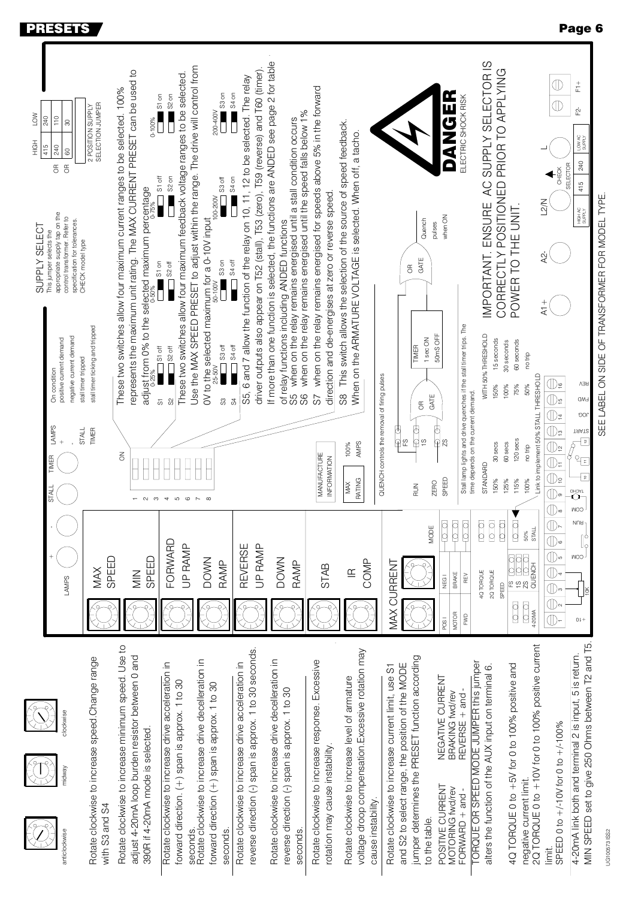# PRESETS

anticlockwise midway clockwise

Rotate clockwise to increase speed.Change range with S3 and S4

Rotate clockwise to increase minimum speed. Use to adjust 4-20mA loop burden resistor between 0 and 390R if 4-20mA mode is selected.

Rotate clockwise to increase drive acceleration in foward direction. (+) span is approx. 1 to 30 seconds.

Rotate clockwise to increase drive decelleration in forward direction (+) span is approx. 1 to 30 seconds.

Rotate clockwise to increase drive acceleration in reverse direction (-) span is approx. 1 to 30 seconds.

Rotate clockwise to increase drive decelleration in reverse direction (-) span is approx. 1 to 30 seconds.

Rotate clockwise to increase response. Excessive rotation may cause instability.

Rotate clockwise to increase level of armature voltage droop compensation.Excessive rotation may cause instability.

Rotate clockwise to increase current limit, use S1 and S2 to select range, the position of the MODE jumper determines the PRESET function according to the table.

| POSITIVE CURRENT | NEGATIVE CURRENT |
|---|---|
| MOTORING fwd/rev | BRAKING fwd/rev |
| FORWARD + and - | REVERSE + and - |

TORQUE OR SPEED MODE JUMPER this jumper alters the function of the AUX input on terminal 6.

4Q TORQUE 0 to +5V for 0 to 100% positive and negative current limit.
2Q TORQUE 0 to +10V for 0 to 100% positive current limit.
SPEED 0 to +/-10V for 0 to +/-100%

4-20mA link both and terminal 2 is input, 5 is return.
MIN SPEED set to give 250 Ohms between T2 and T5.

Presets: MAX SPEED, MIN SPEED, FORWARD UP RAMP, DOWN RAMP, REVERSE UP RAMP, DOWN RAMP, STAB, IR COMP, MAX CURRENT

LAMPS: + / - / STALL / TIMER

| LAMPS | On condition |
|---|---|
| + | positive current demand |
| - | negative current demand |
| STALL | stall timer tripped |
| TIMER | stall timer ticking and tripped |

MODE jumper: POS I / NEG I; MOTOR / BRAKE; FWD / REV; 4Q TORQUE; 2Q TORQUE; SPEED; FS / 1S / ZS QUENCH; 50% STALL; 4-20MA

Terminals: 0+ 1 2 3 4 5 6 7 8 9 10 11 12 13 14 15 16 (10K, COM, RUN, COM, TACHO, START, JOG, FWD, REV)

These two switches allow four maximum current ranges to be selected. 100% represents the maximum unit rating. The MAX CURRENT PRESET can be used to adjust from 0% to the selected maximum percentage

| | 0-25% | 0-50% | 0-75% | 0-100% |
|---|---|---|---|---|
| S1 | S1 off | S1 on | S1 off | S1 on |
| S2 | S2 off | S2 off | S2 on | S2 on |

These two switches allow four maximum feedback voltage ranges to be selected. Use the MAX SPEED PRESET to adjust within the range. The drive will control from 0V to the selected maximum for a 0-10V input

| | 25-50V | 50-100V | 100-200V | 200-400V |
|---|---|---|---|---|
| S3 | S3 off | S3 on | S3 off | S3 on |
| S4 | S4 off | S4 off | S4 on | S4 on |

S5, 6 and 7 allow the function of the relay on 10, 11, 12 to be selected. The relay driver outputs also appear on T52 (stall), T53 (zero), T59 (reverse) and T60 (timer). If more than one function is selected, the functions are ANDED see page 2 for table of relay functions including ANDED functions

- S5 when on the relay remains energised until a stall condition occurs
- S6 when on the relay remains energised until the speed falls below 1%
- S7 when on the relay remains energised for speeds above 5% in the forward direction and de-energises at zero or reverse speed.
- S8 This switch allows the selection of the source of speed feedback. When on the ARMATURE VOLTAGE is selected. When off, a tacho.

MANUFACTURE INFORMATION: MAX RATING 100% AMPS

QUENCH controls the removal of firing pulses

RUN (FS), ZERO (1S), SPEED (ZS) — OR GATE — TIMER 1 sec ON 50mS OFF — OR GATE — Quench pulses when ON

Stall lamp lights and drive quenches if the stall timer trips. The time depends on the current demand.

| STANDARD | | WITH 50% THRESHOLD | |
|---|---|---|---|
| 150% | 30 secs | 150% | 15 seconds |
| 125% | 60 secs | 100% | 30 seconds |
| 115% | 120 secs | 75% | 60 seconds |
| 100% | no trip | 50% | no trip |

Link to implement 50% STALL THRESHOLD

## SUPPLY SELECT

This jumper selects the appropriate supply tap on the control transformer. Refer to specification for tolerances. CHECK model type

| | HIGH | LOW |
|---|---|---|
| | 415 | 240 |
| OR | 240 | 110 |
| OR | 60 | 30 |

2 POSITION SUPPLY SELECTION JUMPER

DANGER ELECTRIC SHOCK RISK

IMPORTANT. ENSURE AC SUPPLY SELECTOR IS CORRECTLY POSITIONED PRIOR TO APPLYING POWER TO THE UNIT.

A1+ A2- L2/N L F2- F1+ CHECK SELECTOR: HIGH AC SUPPLY 415 240 LOW AC SUPPLY

SEE LABEL ON SIDE OF TRANSFORMER FOR MODEL TYPE.

UG100573 ISS2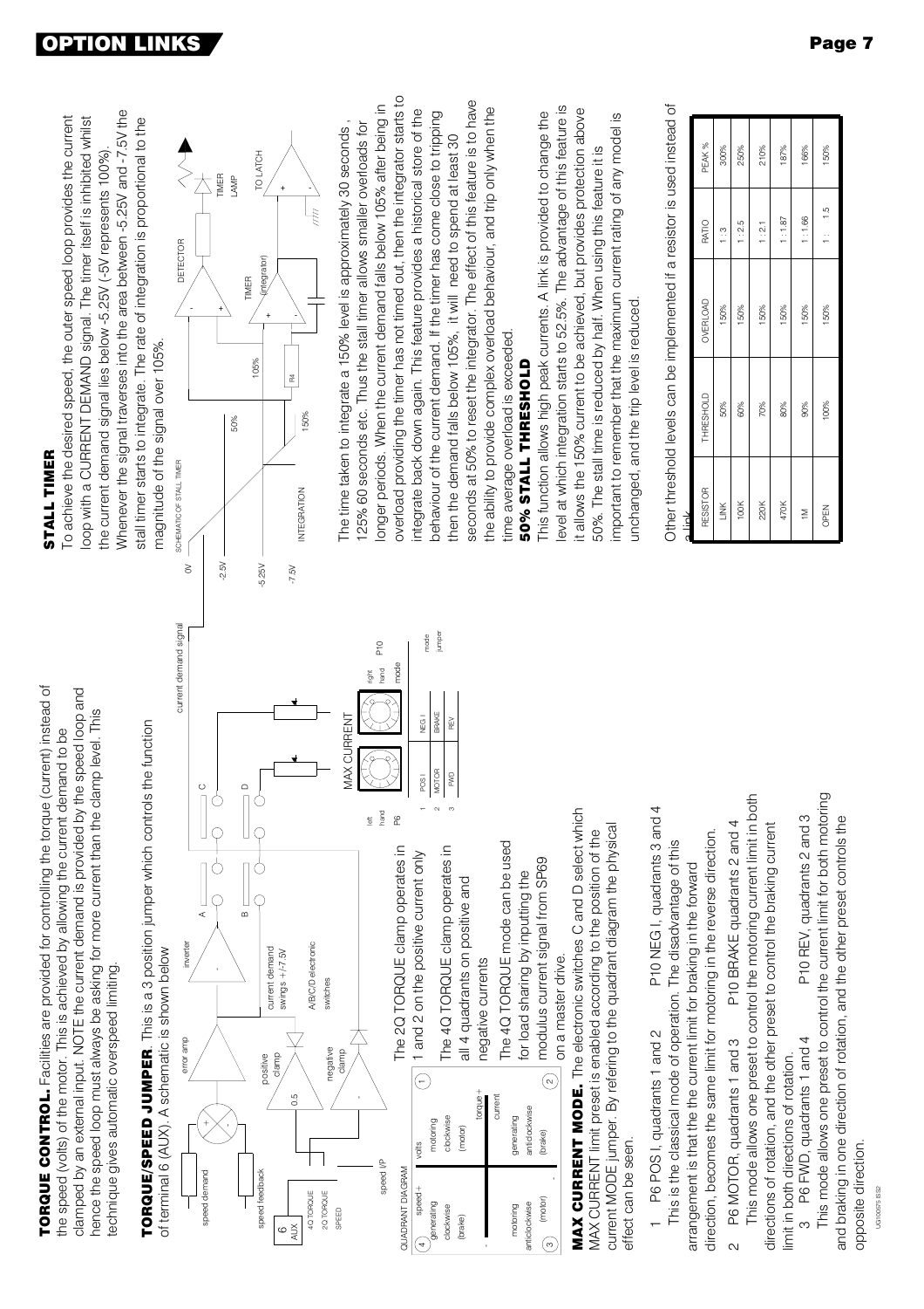**TORQUE CONTROL.** Facilities are provided for controlling the torque (current) instead of the speed (volts) of the motor. This is achieved by allowing the current demand to be clamped by an external input. NOTE the current demand is provided by the speed loop and hence the speed loop must always be asking for more current than the clamp level. This technique gives automatic overspeed limiting.

**TORQUE/SPEED JUMPER**. This is a 3 position jumper which controls the function of terminal 6 (AUX). A schematic is shown below

The 2Q TORQUE clamp operates in 1 and 2 on the positive current only

The 4Q TORQUE clamp operates in all 4 quadrants on positive and negative currents

The 4Q TORQUE mode can be used for load sharing by inputting the modulus current signal from SP69 on a master drive.

**MAX CURRENT MODE.** The electronic switches C and D select which MAX CURRENT limit preset is enabled according to the position of the current MODE jumper. By refering to the quadrant diagram the physical effect can be seen.

1 P6 POS I, quadrants 1 and 2 P10 NEG I, quadrants 3 and 4
This is the classical mode of operation. The disadvantage of this arrangement is that the the current limit for braking in the forward direction, becomes the same limit for motoring in the reverse direction.

2 P6 MOTOR, quadrants 1 and 3 P10 BRAKE quadrants 2 and 4
This mode allows one preset to control the motoring current limit in both directions of rotation, and the other preset to control the braking current limit in both directions of rotation.

3 P6 FWD, quadrants 1 and 4 P10 REV, quadrants 2 and 3
This mode allows one preset to control the current limit for both motoring and braking in one direction of rotation, and the other preset controls the opposite direction.

**STALL TIMER**

To achieve the desired speed, the outer speed loop provides the current loop with a CURRENT DEMAND signal. The timer itself is inhibited whilst the current demand signal lies below -5.25V (-5V represents 100%). Whenever the signal traverses into the area between -5.25V and -7.5V the stall timer starts to integrate. The rate of integration is proportional to the magnitude of the signal over 105%.

The time taken to integrate a 150% level is approximately 30 seconds, 125% 60 seconds etc. Thus the stall timer allows smaller overloads for longer periods. When the current demand falls below 105% after being in overload providing the timer has not timed out, then the integrator starts to integrate back down again. This feature provides a historical store of the behaviour of the current demand. If the timer has come close to tripping then the demand falls below 105%, it will need to spend at least 30 seconds at 50% to reset the integrator. The effect of this feature is to have the ability to provide complex overload behaviour, and trip only when the time average overload is exceeded.

**50% STALL THRESHOLD**

This function allows high peak currents. A link is provided to change the level at which integration starts to 52.5%. The advantage of this feature is it allows the 150% current to be achieved, but provides protection above 50%. The stall time is reduced by half. When using this feature it is important to remember that the maximum current rating of any model is unchanged, and the trip level is reduced.

Other threshold levels can be implemented if a resistor is used instead of a link.

| RESISTOR | THRESHOLD | OVERLOAD | RATIO | PEAK % |
|---|---|---|---|---|
| LINK | 50% | 150% | 1 : 3 | 300% |
| 100K | 60% | 150% | 1 : 2.5 | 250% |
| 220K | 70% | 150% | 1 : 2.1 | 210% |
| 470K | 80% | 150% | 1 : 1.87 | 187% |
| 1M | 90% | 150% | 1 : 1.66 | 166% |
| OPEN | 100% | 150% | 1 : 1.5 | 150% |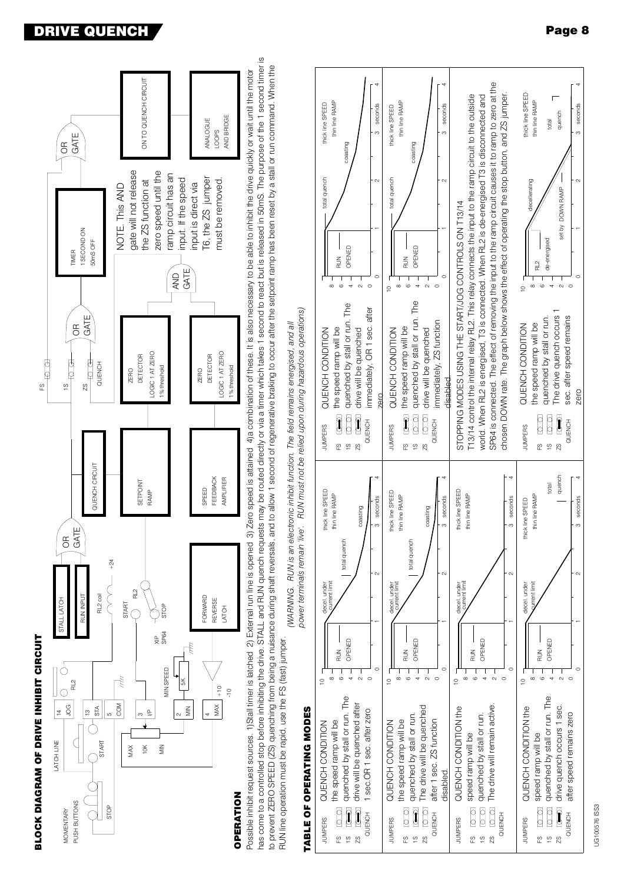## BLOCK DIAGRAM OF DRIVE INHIBIT CIRCUIT

MOMENTARY PUSH BUTTONS — STOP, START, LATCH LINE, JOG, RL2

14 JOG, 13 STA, 5 COM, 3 I/P, 2 MIN, 4 MAX

MAX 10K MIN, MIN SPEED 5K, +10, -10

STALL LATCH, RUN INPUT, RL2 coil +24, START RL2 STOP, X/P SP64

FORWARD REVERSE LATCH

OR GATE → QUENCH CIRCUIT

SETPOINT RAMP — SPEED FEEDBACK AMPLIFIER

FS, 1S, ZS, QUENCH

ZERO DETECTOR LOGIC 1 AT ZERO 1% threshold

OR GATE, AND GATE, TIMER 1 SECOND ON 50mS OFF, OR GATE → ON TO QUENCH CIRCUIT

ANALOGUE LOOPS AND BRIDGE

NOTE. This AND gate will not release the ZS function at zero speed until the ramp circuit has an input. If the speed input is direct via T6, the ZS jumper must be removed.

## OPERATION

Possible inhibit request sources. 1)Stall timer is latched 2) External run line is opened 3) Zero speed is attained 4)a combination of these. It is also necessary to be able to inhibit the drive quickly or wait until the motor has come to a controlled stop before inhibiting the drive. STALL and RUN quench requests may be routed directly or via a timer which takes 1 second to react but is released in 50mS. The purpose of the 1 second timer is to prevent ZERO SPEED (ZS) quenching from being a nuisance during shaft reversals, and to allow 1 second of regenerative braking to occur after the setpoint ramp has been reset by a stall or run command. When the RUN line operation must be rapid, use the FS (fast) jumper.

*(WARNING. RUN is an electronic inhibit function. The field remains energised, and all power terminals remain 'live'. RUN must not be relied upon during hazardous operations)*

## TABLE OF OPERATING MODES

**JUMPERS FS, 1S, ZS — QUENCH** (1S and ZS fitted)

QUENCH CONDITION the speed ramp will be quenched by stall or run. The drive will be quenched after 1 sec.OR 1 sec. after zero

(Graph: RUN OPENED; decel. under current limit; total quench; coasting; thick line SPEED, thin line RAMP; 0–4 seconds)

**JUMPERS FS, 1S, ZS — QUENCH** (1S fitted)

QUENCH CONDITION the speed ramp will be quenched by stall or run. The drive will be quenched after 1 sec. ZS function disabled.

(Graph: RUN OPENED; decel. under current limit; total quench; coasting; thick line SPEED, thin line RAMP; 0–4 seconds)

**JUMPERS FS, 1S, ZS — QUENCH** (none fitted)

QUENCH CONDITION the speed ramp will be quenched by stall or run. The drive will remain active.

(Graph: RUN OPENED; decel. under current limit; thick line SPEED, thin line RAMP; 0–4 seconds)

**JUMPERS FS, 1S, ZS — QUENCH** (ZS fitted)

QUENCH CONDITION the speed ramp will be quenched by stall or run. The drive quench occurs 1 sec. after speed remains zero

(Graph: RUN OPENED; decel. under current limit; total quench; thick line SPEED, thin line RAMP; 0–4 seconds)

**JUMPERS FS, 1S, ZS — QUENCH** (FS and ZS fitted)

QUENCH CONDITION the speed ramp will be quenched by stall or run. The drive will be quenched immediately, OR 1 sec. after zero

(Graph: RUN OPENED; total quench; coasting; thick line SPEED, thin line RAMP; 0–4 seconds)

**JUMPERS FS, 1S, ZS — QUENCH** (FS fitted)

QUENCH CONDITION the speed ramp will be quenched by stall or run. The drive will be quenched immediately. ZS function disabled.

(Graph: RUN OPENED; total quench; coasting; thick line SPEED, thin line RAMP; 0–4 seconds)

### STOPPING MODES USING THE START/JOG CONTROLS ON T13/14

T13/14 control the internal relay RL2. This relay connects the input to the ramp circuit to the outside world. When RL2 is energised, T3 is connected. When RL2 is de-energised T3 is disconnected and SP64 is connected. The effect of removing the input to the ramp circuit causes it to ramp to zero at the chosen DOWN rate. The graph below shows the effect of operating the stop button, and ZS jumper.

**JUMPERS FS, 1S, ZS — QUENCH** (ZS fitted)

QUENCH CONDITION the speed ramp will be quenched by stall or run. The drive quench occurs 1 sec. after speed remains zero

(Graph: RL2 de-energised; decelerating; set by DOWN RAMP; total quench; thick line SPEED, thin line RAMP; 0–4 seconds)

UG100576 ISS3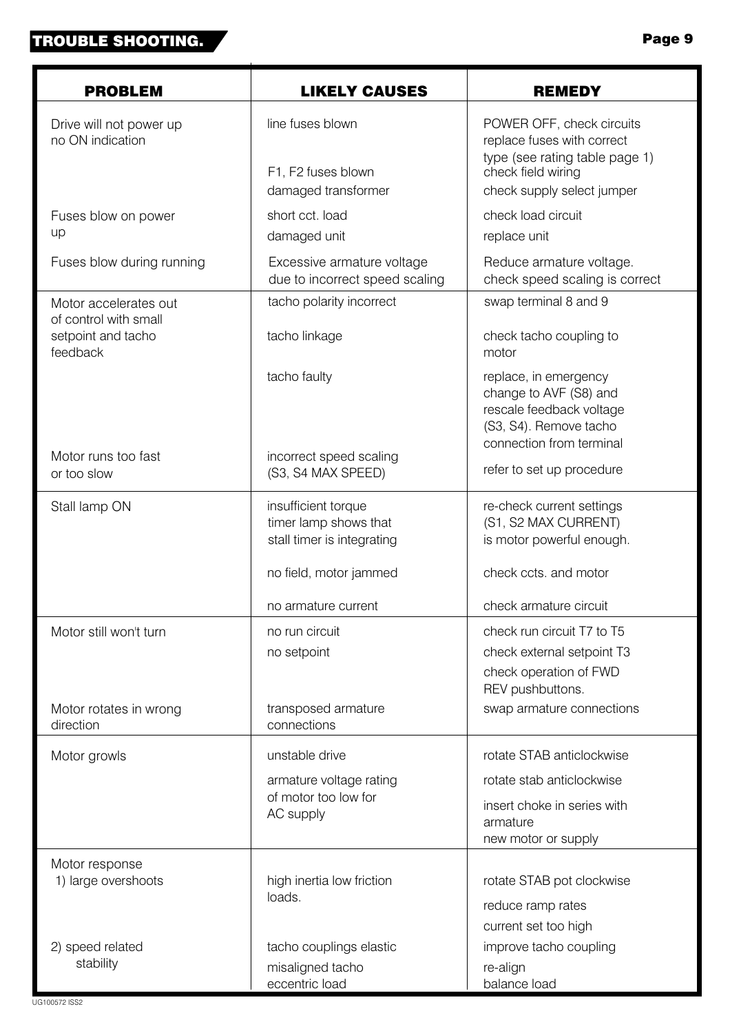## TROUBLE SHOOTING.

| PROBLEM | LIKELY CAUSES | REMEDY |
|---|---|---|
| Drive will not power up no ON indication | line fuses blown | POWER OFF, check circuits replace fuses with correct type (see rating table page 1) |
| | F1, F2 fuses blown | check field wiring |
| | damaged transformer | check supply select jumper |
| Fuses blow on power up | short cct. load | check load circuit |
| | damaged unit | replace unit |
| Fuses blow during running | Excessive armature voltage due to incorrect speed scaling | Reduce armature voltage. check speed scaling is correct |
| Motor accelerates out of control with small setpoint and tacho feedback | tacho polarity incorrect | swap terminal 8 and 9 |
| | tacho linkage | check tacho coupling to motor |
| | tacho faulty | replace, in emergency change to AVF (S8) and rescale feedback voltage (S3, S4). Remove tacho connection from terminal |
| Motor runs too fast or too slow | incorrect speed scaling (S3, S4 MAX SPEED) | refer to set up procedure |
| Stall lamp ON | insufficient torque timer lamp shows that stall timer is integrating | re-check current settings (S1, S2 MAX CURRENT) is motor powerful enough. |
| | no field, motor jammed | check ccts. and motor |
| | no armature current | check armature circuit |
| Motor still won't turn | no run circuit | check run circuit T7 to T5 |
| | no setpoint | check external setpoint T3 |
| | | check operation of FWD REV pushbuttons. |
| Motor rotates in wrong direction | transposed armature connections | swap armature connections |
| Motor growls | unstable drive | rotate STAB anticlockwise |
| | armature voltage rating of motor too low for AC supply | rotate stab anticlockwise |
| | | insert choke in series with armature |
| | | new motor or supply |
| Motor response 1) large overshoots | high inertia low friction loads. | rotate STAB pot clockwise |
| | | reduce ramp rates |
| | | current set too high |
| 2) speed related stability | tacho couplings elastic | improve tacho coupling |
| | misaligned tacho | re-align |
| | eccentric load | balance load |

UG100572 ISS2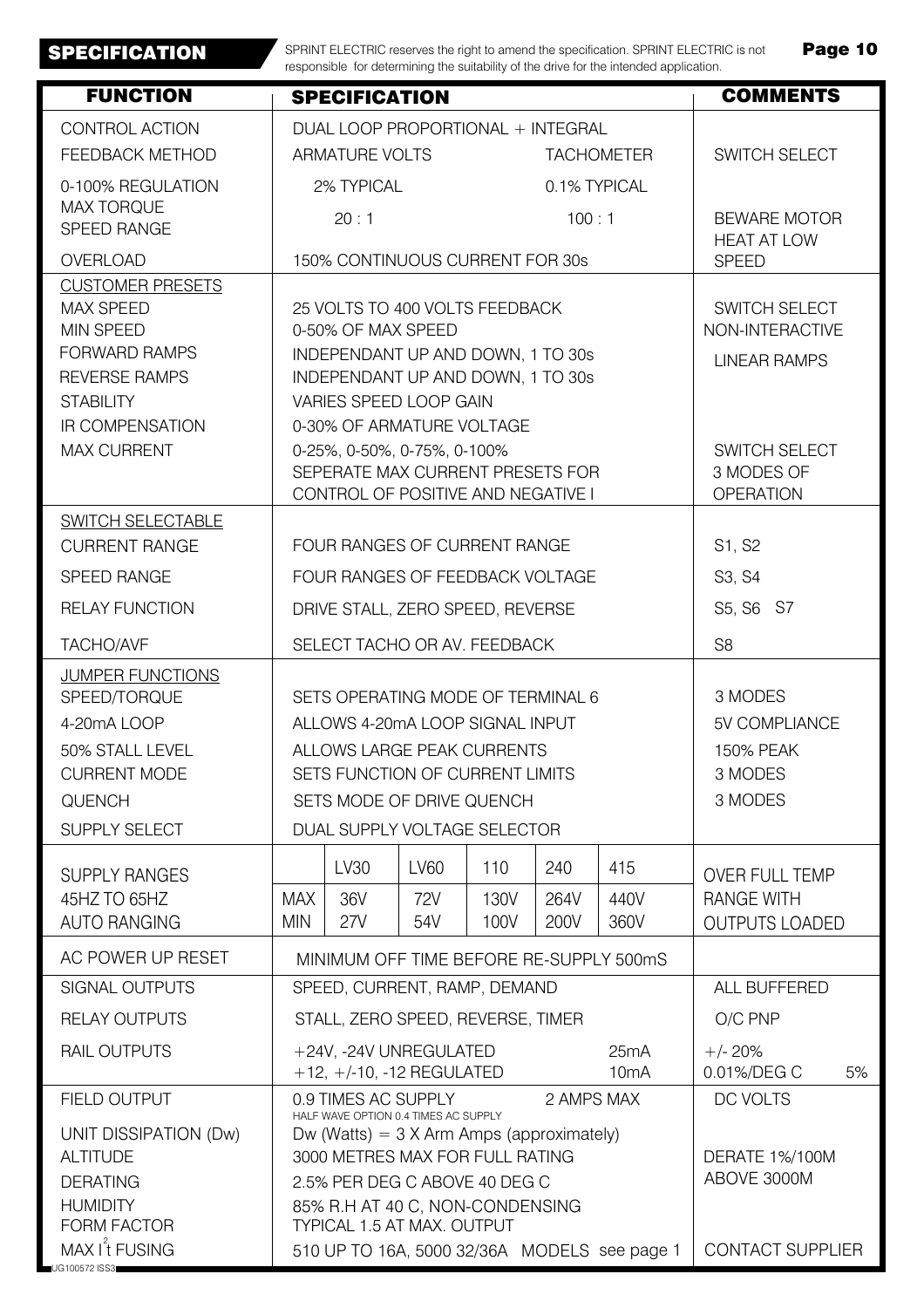# SPECIFICATION

SPRINT ELECTRIC reserves the right to amend the specification. SPRINT ELECTRIC is not responsible for determining the suitability of the drive for the intended application.

| FUNCTION | SPECIFICATION | | | | | | COMMENTS |
|---|---|---|---|---|---|---|---|
| CONTROL ACTION | DUAL LOOP PROPORTIONAL + INTEGRAL | | | | | | |
| FEEDBACK METHOD | ARMATURE VOLTS | | | TACHOMETER | | | SWITCH SELECT |
| 0-100% REGULATION | 2% TYPICAL | | | 0.1% TYPICAL | | | |
| MAX TORQUE SPEED RANGE | 20 : 1 | | | 100 : 1 | | | BEWARE MOTOR HEAT AT LOW SPEED |
| OVERLOAD | 150% CONTINUOUS CURRENT FOR 30s | | | | | | |
| CUSTOMER PRESETS | | | | | | | |
| MAX SPEED | 25 VOLTS TO 400 VOLTS FEEDBACK | | | | | | SWITCH SELECT |
| MIN SPEED | 0-50% OF MAX SPEED | | | | | | NON-INTERACTIVE |
| FORWARD RAMPS | INDEPENDANT UP AND DOWN, 1 TO 30s | | | | | | LINEAR RAMPS |
| REVERSE RAMPS | INDEPENDANT UP AND DOWN, 1 TO 30s | | | | | | |
| STABILITY | VARIES SPEED LOOP GAIN | | | | | | |
| IR COMPENSATION | 0-30% OF ARMATURE VOLTAGE | | | | | | |
| MAX CURRENT | 0-25%, 0-50%, 0-75%, 0-100% SEPERATE MAX CURRENT PRESETS FOR CONTROL OF POSITIVE AND NEGATIVE I | | | | | | SWITCH SELECT 3 MODES OF OPERATION |
| SWITCH SELECTABLE | | | | | | | |
| CURRENT RANGE | FOUR RANGES OF CURRENT RANGE | | | | | | S1, S2 |
| SPEED RANGE | FOUR RANGES OF FEEDBACK VOLTAGE | | | | | | S3, S4 |
| RELAY FUNCTION | DRIVE STALL, ZERO SPEED, REVERSE | | | | | | S5, S6 S7 |
| TACHO/AVF | SELECT TACHO OR AV. FEEDBACK | | | | | | S8 |
| JUMPER FUNCTIONS | | | | | | | |
| SPEED/TORQUE | SETS OPERATING MODE OF TERMINAL 6 | | | | | | 3 MODES |
| 4-20mA LOOP | ALLOWS 4-20mA LOOP SIGNAL INPUT | | | | | | 5V COMPLIANCE |
| 50% STALL LEVEL | ALLOWS LARGE PEAK CURRENTS | | | | | | 150% PEAK |
| CURRENT MODE | SETS FUNCTION OF CURRENT LIMITS | | | | | | 3 MODES |
| QUENCH | SETS MODE OF DRIVE QUENCH | | | | | | 3 MODES |
| SUPPLY SELECT | DUAL SUPPLY VOLTAGE SELECTOR | | | | | | |
| SUPPLY RANGES | | LV30 | LV60 | 110 | 240 | 415 | OVER FULL TEMP |
| 45HZ TO 65HZ | MAX | 36V | 72V | 130V | 264V | 440V | RANGE WITH |
| AUTO RANGING | MIN | 27V | 54V | 100V | 200V | 360V | OUTPUTS LOADED |
| AC POWER UP RESET | MINIMUM OFF TIME BEFORE RE-SUPPLY 500mS | | | | | | |
| SIGNAL OUTPUTS | SPEED, CURRENT, RAMP, DEMAND | | | | | | ALL BUFFERED |
| RELAY OUTPUTS | STALL, ZERO SPEED, REVERSE, TIMER | | | | | | O/C PNP |
| RAIL OUTPUTS | +24V, -24V UNREGULATED 25mA<br>+12, +/-10, -12 REGULATED 10mA | | | | | | +/- 20%<br>0.01%/DEG C 5% |
| FIELD OUTPUT | 0.9 TIMES AC SUPPLY 2 AMPS MAX<br>HALF WAVE OPTION 0.4 TIMES AC SUPPLY | | | | | | DC VOLTS |
| UNIT DISSIPATION (Dw) | Dw (Watts) = 3 X Arm Amps (approximately) | | | | | | |
| ALTITUDE | 3000 METRES MAX FOR FULL RATING | | | | | | DERATE 1%/100M ABOVE 3000M |
| DERATING | 2.5% PER DEG C ABOVE 40 DEG C | | | | | | |
| HUMIDITY | 85% R.H AT 40 C, NON-CONDENSING | | | | | | |
| FORM FACTOR | TYPICAL 1.5 AT MAX. OUTPUT | | | | | | |
| MAX $I^2t$ FUSING | 510 UP TO 16A, 5000 32/36A MODELS see page 1 | | | | | | CONTACT SUPPLIER |

UG100572 ISS3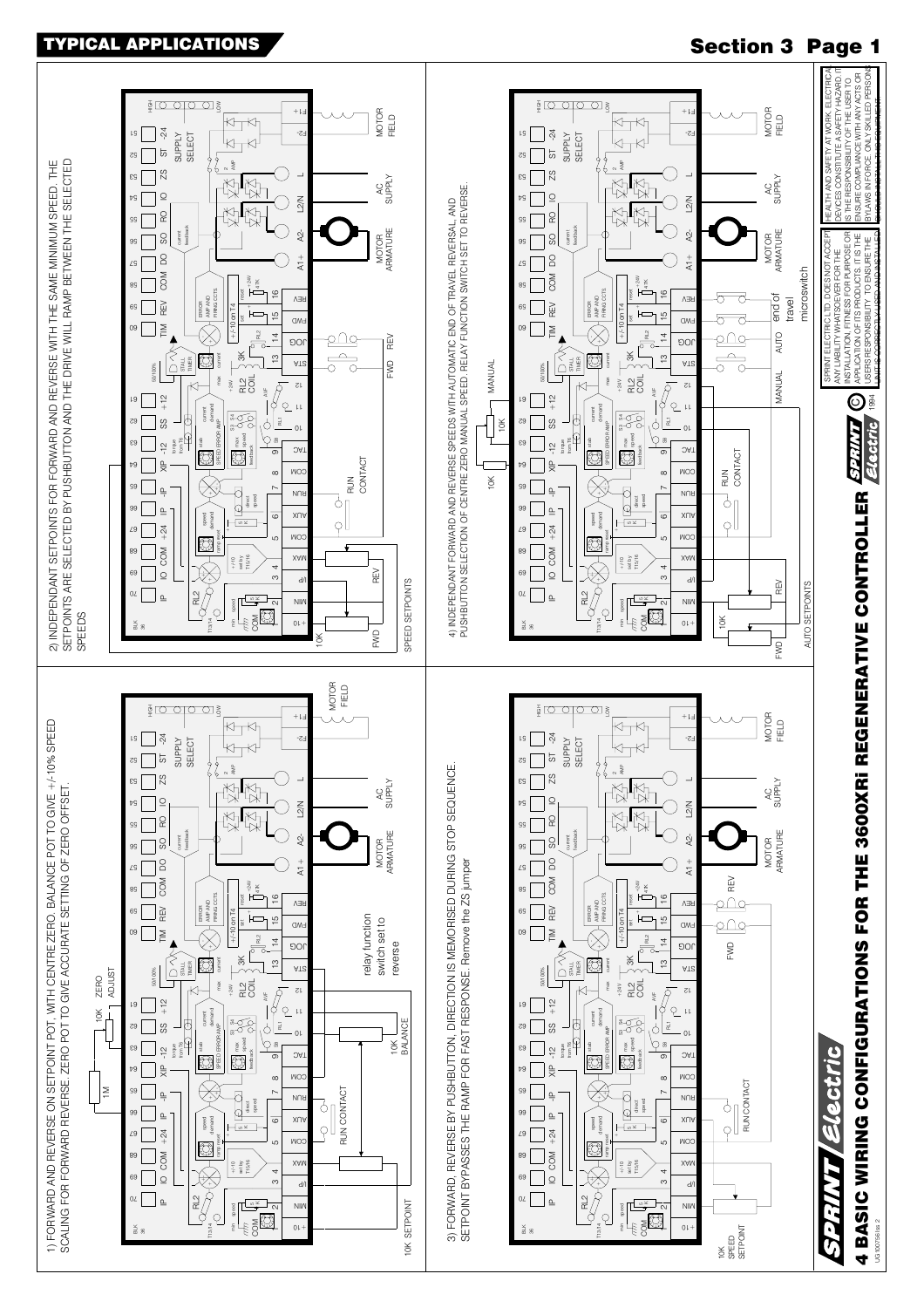# TYPICAL APPLICATIONS

## 4 BASIC WIRING CONFIGURATIONS FOR THE 3600XRi REGENERATIVE CONTROLLER

1) FORWARD AND REVERSE ON SETPOINT POT, WITH CENTRE ZERO. BALANCE POT TO GIVE +/-10% SPEED SCALING FOR FORWARD REVERSE. ZERO POT TO GIVE ACCURATE SETTING OF ZERO OFFSET.

1M, 10K ZERO ADJUST, 10K BALANCE, RUN CONTACT, 10K SETPOINT, relay function switch set to reverse, MOTOR ARMATURE, AC SUPPLY, MOTOR FIELD

2) INDEPENDANT SETPOINTS FOR FORWARD AND REVERSE WITH THE SAME MINIMUM SPEED. THE SETPOINTS ARE SELECTED BY PUSHBUTTON AND THE DRIVE WILL RAMP BETWEEN THE SELECTED SPEEDS

10K FWD, REV, SPEED SETPOINTS, RUN CONTACT, FWD, REV, MOTOR ARMATURE, AC SUPPLY, MOTOR FIELD

3) FORWARD, REVERSE BY PUSHBUTTON. DIRECTION IS MEMORISED DURING STOP SEQUENCE. SETPOINT BYPASSES THE RAMP FOR FAST RESPONSE. Remove the ZS jumper

10K SPEED SETPOINT, RUN CONTACT, FWD, REV, MOTOR ARMATURE, AC SUPPLY, MOTOR FIELD

4) INDEPENDANT FORWARD AND REVERSE SPEEDS WITH AUTOMATIC END OF TRAVEL REVERSAL, AND PUSHBUTTON SELECTION OF CENTRE ZERO MANUAL SPEED. RELAY FUNCTION SWITCH SET TO REVERSE.

10K, 10K MANUAL, 10K FWD, REV, AUTO SETPOINTS, RUN CONTACT, MANUAL, AUTO, end of travel microswitch, MOTOR ARMATURE, AC SUPPLY, MOTOR FIELD

SPRINT ELECTRIC LTD DOES NOT ACCEPT ANY LIABILITY WHATSOEVER FOR THE INSTALLATION, FITNESS FOR PURPOSE OR APPLICATION OF ITS PRODUCTS. IT IS THE USERS RESPONSIBILITY TO ENSURE THE UNIT IS CORRECTLY USED AND INSTALLED.

HEALTH AND SAFETY AT WORK. ELECTRICAL DEVICES CONSTITUTE A SAFETY HAZARD. IT IS THE RESPONSIBILITY OF THE USER TO ENSURE COMPLIANCE WITH ANY ACTS OR BYLAWS IN FORCE. ONLY SKILLED PERSONS SHOULD INSTALL THIS EQUIPMENT.

SPRINT Electric © 1994

UG 100756 Iss 2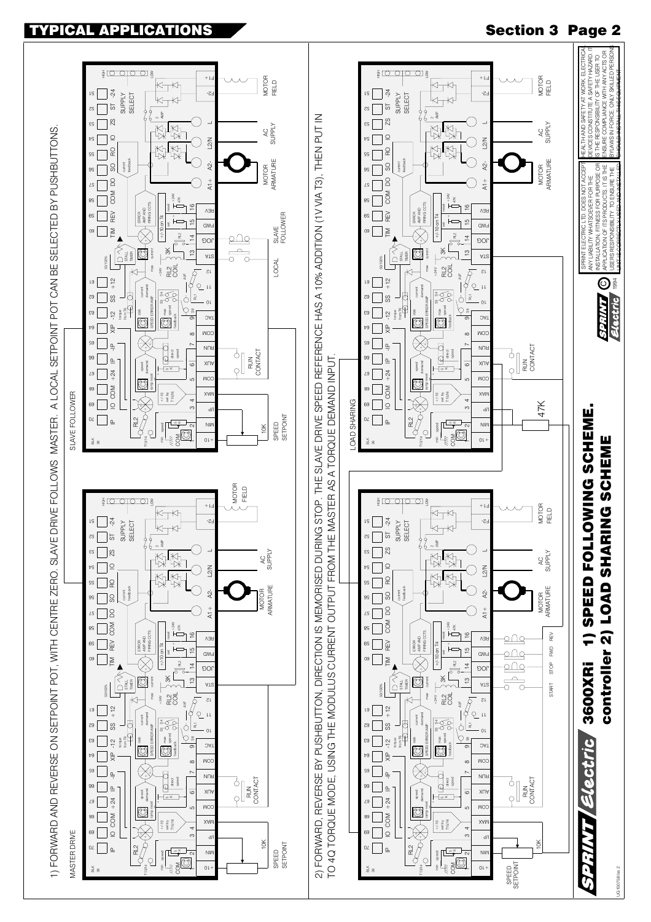# TYPICAL APPLICATIONS

1) FORWARD AND REVERSE ON SETPOINT POT, WITH CENTRE ZERO. SLAVE DRIVE FOLLOWS MASTER. A LOCAL SETPOINT POT CAN BE SELECTED BY PUSHBUTTONS.

MASTER DRIVE

SLAVE FOLLOWER

2) FORWARD, REVERSE BY PUSHBUTTON, DIRECTION IS MEMORISED DURING STOP. THE SLAVE DRIVE SPEED REFERENCE HAS A 10% ADDITION (1V VIA T3), THEN PUT IN TO 4Q TORQUE MODE, USING THE MODULUS CURRENT OUTPUT FROM THE MASTER AS A TORQUE DEMAND INPUT.

LOAD SHARING

# 3600XRi 1) SPEED FOLLOWING SCHEME. controller 2) LOAD SHARING SCHEME

SPRINT ELECTRIC LTD. DOES NOT ACCEPT ANY LIABILITY WHATSOEVER FOR THE INSTALLATION, FITNESS FOR PURPOSE OR APPLICATION OF ITS PRODUCTS. IT IS THE USERS RESPONSIBILITY TO ENSURE THE UNIT IS CORRECTLY USED AND INSTALLED.

HEALTH AND SAFETY AT WORK. ELECTRICAL DEVICES CONSTITUTE A SAFETY HAZARD. IT IS THE RESPONSIBILITY OF THE USER TO ENSURE COMPLIANCE WITH ANY ACTS OR BYLAWS IN FORCE. ONLY SKILLED PERSONS SHOULD INSTALL THIS EQUIPMENT.

© 1994

UG100758 iss 2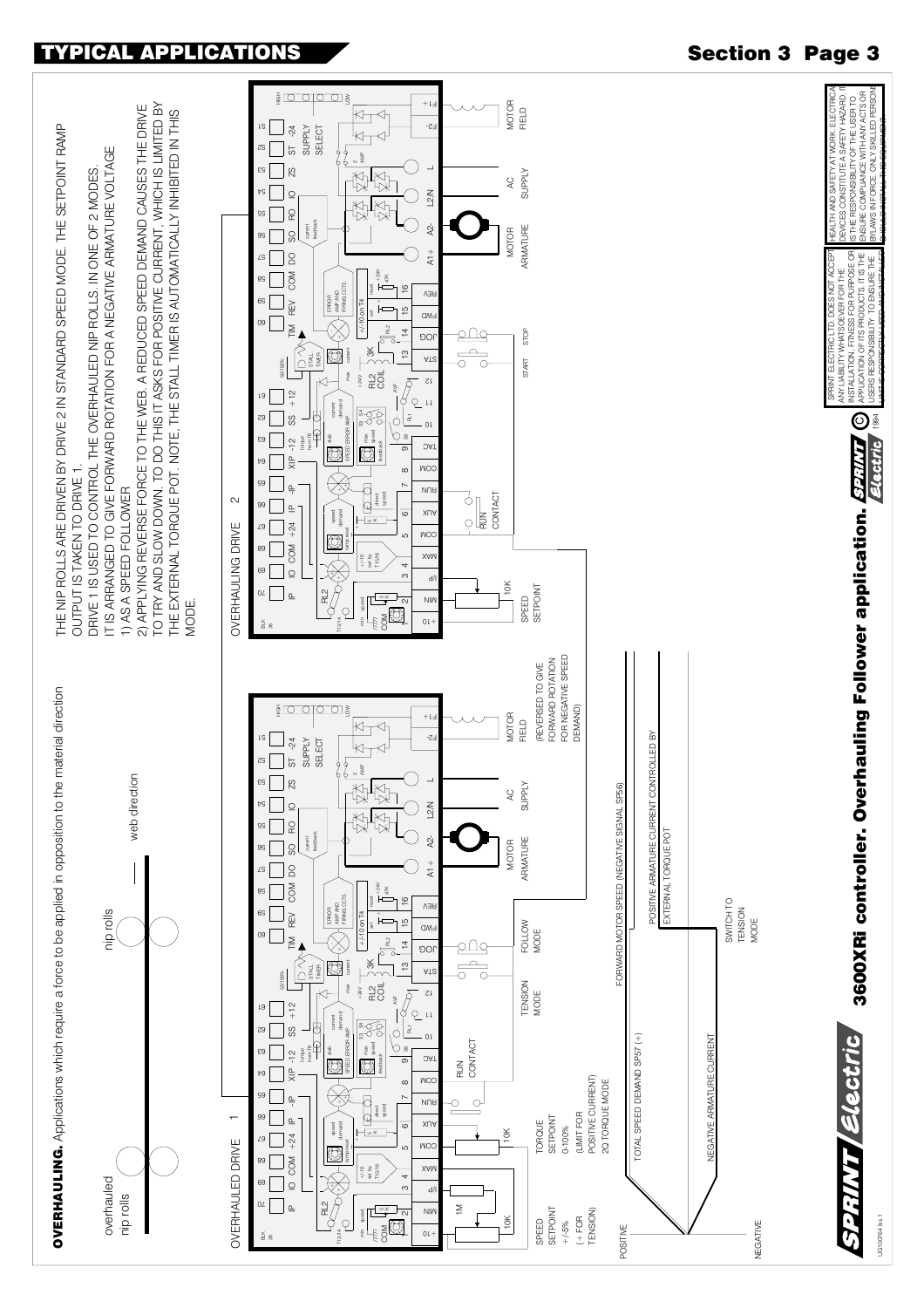# TYPICAL APPLICATIONS

## Section 3 Page 3

**OVERHAULING.** Applications which require a force to be applied in opposition to the material direction

overhauled nip rolls — nip rolls — web direction

THE NIP ROLLS ARE DRIVEN BY DRIVE 2 IN STANDARD SPEED MODE. THE SETPOINT RAMP OUTPUT IS TAKEN TO DRIVE 1.

DRIVE 1 IS USED TO CONTROL THE OVERHAULED NIP ROLLS, IN ONE OF 2 MODES. IT IS ARRANGED TO GIVE FORWARD ROTATION FOR A NEGATIVE ARMATURE VOLTAGE

1) AS A SPEED FOLLOWER

2) APPLYING REVERSE FORCE TO THE WEB. A REDUCED SPEED DEMAND CAUSES THE DRIVE TO TRY AND SLOW DOWN. TO DO THIS IT ASKS FOR POSITIVE CURRENT, WHICH IS LIMITED BY THE EXTERNAL TORQUE POT. NOTE, THE STALL TIMER IS AUTOMATICALLY INHIBITED IN THIS MODE.

OVERHAULED DRIVE 1

OVERHAULING DRIVE 2

SPEED SETPOINT +/-5% (+ FOR TENSION)

TORQUE SETPOINT 0-100% (LIMIT FOR POSITIVE CURRENT) 2Q TORQUE MODE

RUN CONTACT

TENSION MODE

FOLLOW MODE

MOTOR ARMATURE

AC SUPPLY

MOTOR FIELD (REVERSED TO GIVE FORWARD ROTATION FOR NEGATIVE SPEED DEMAND)

SPEED SETPOINT

START

STOP

POSITIVE

NEGATIVE

TOTAL SPEED DEMAND SP57 (+)

FORWARD MOTOR SPEED (NEGATIVE SIGNAL SP56)

POSITIVE ARMATURE CURRENT CONTROLLED BY EXTERNAL TORQUE POT

NEGATIVE ARMATURE CURRENT

SWITCH TO TENSION MODE

**3600XRi controller. Overhauling Follower application.**

SPRINT ELECTRIC LTD. DOES NOT ACCEPT ANY LIABILITY WHATSOEVER FOR THE INSTALLATION, FITNESS FOR PURPOSE OR APPLICATION OF ITS PRODUCTS. IT IS THE USERS RESPONSIBILITY TO ENSURE THE UNIT IS CORRECTLY USED AND INSTALLED.

HEALTH AND SAFETY AT WORK. ELECTRICAL DEVICES CONSTITUTE A SAFETY HAZARD. IT IS THE RESPONSIBILITY OF THE USER TO ENSURE COMPLIANCE WITH ANY ACTS OR BYLAWS IN FORCE. ONLY SKILLED PERSONS SHOULD INSTALL THIS EQUIPMENT.

© 1994

UG100754 Iss 1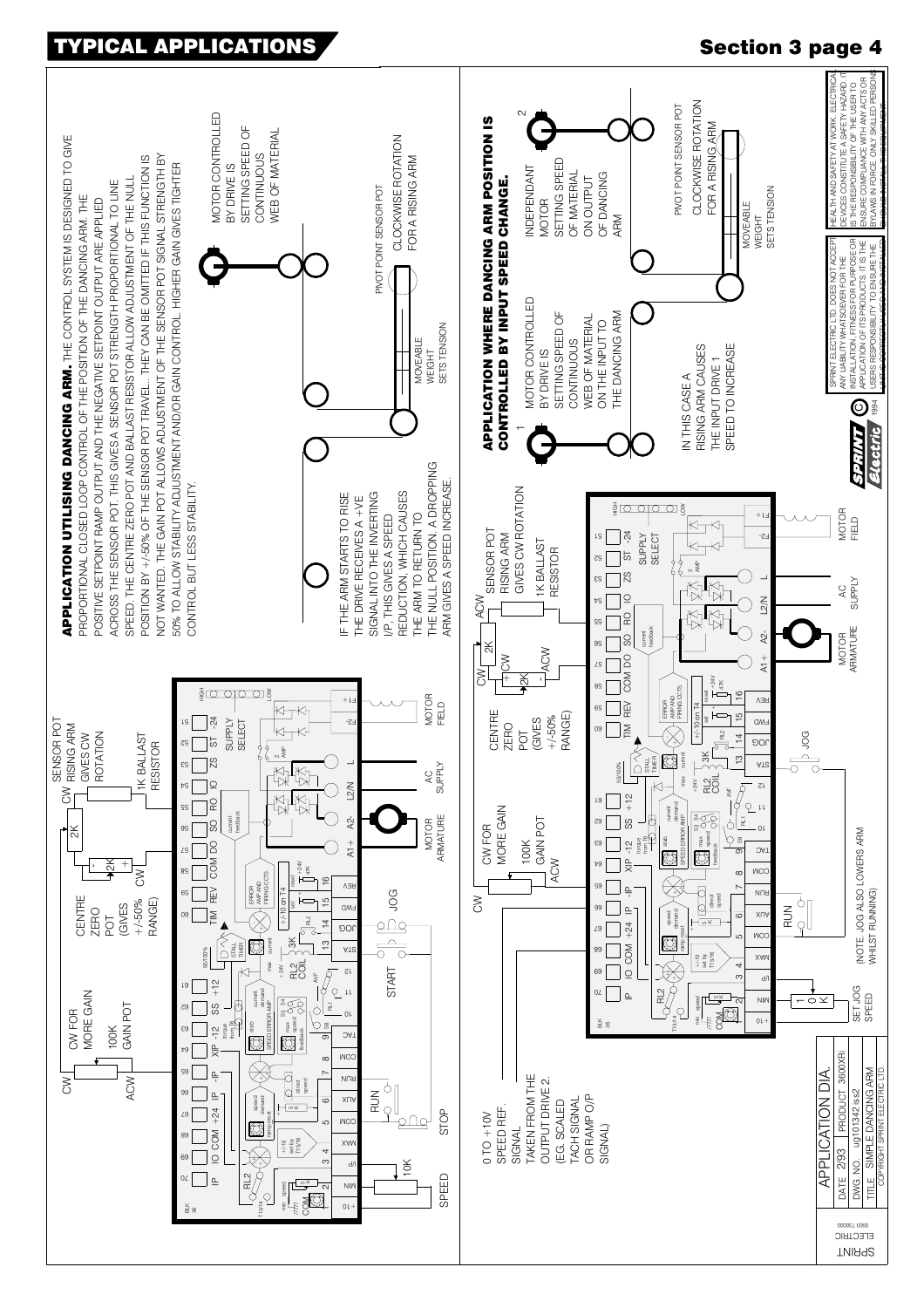# TYPICAL APPLICATIONS

## APPLICATION UTILISING DANCING ARM.

**APPLICATION UTILISING DANCING ARM.** THE CONTROL SYSTEM IS DESIGNED TO GIVE PROPORTIONAL CLOSED LOOP CONTROL OF THE POSITION OF THE DANCING ARM. THE POSITIVE SETPOINT RAMP OUTPUT AND THE NEGATIVE SETPOINT OUTPUT ARE APPLIED ACROSS THE SENSOR POT. THIS GIVES A SENSOR POT STRENGTH PROPORTIONAL TO LINE SPEED. THE CENTRE ZERO POT AND BALLAST RESISTOR ALLOW ADJUSTMENT OF THE NULL POSITION BY +/-50% OF THE SENSOR POT TRAVEL. THEY CAN BE OMITTED IF THIS FUNCTION IS NOT WANTED. THE GAIN POT ALLOWS ADJUSTMENT OF THE SENSOR POT SIGNAL STRENGTH BY 50% TO ALLOW STABILITY ADJUSTMENT AND/OR GAIN CONTROL. HIGHER GAIN GIVES TIGHTER CONTROL BUT LESS STABILITY.

MOTOR CONTROLLED BY DRIVE IS SETTING SPEED OF CONTINUOUS WEB OF MATERIAL

PIVOT POINT SENSOR POT

CLOCKWISE ROTATION FOR A RISING ARM

MOVEABLE WEIGHT SETS TENSION

IF THE ARM STARTS TO RISE THE DRIVE RECEIVES A +VE SIGNAL INTO THE INVERTING I/P. THIS GIVES A SPEED REDUCTION, WHICH CAUSES THE ARM TO RETURN TO THE NULL POSITION. A DROPPING ARM GIVES A SPEED INCREASE.

CW FOR MORE GAIN — 100K GAIN POT (CW / ACW)

CENTRE ZERO POT (GIVES +/-50% RANGE) — 2K

SENSOR POT RISING ARM GIVES CW ROTATION — 2K

1K BALLAST RESISTOR

SPEED — 10K — STOP — RUN — START — JOG

MOTOR ARMATURE — AC SUPPLY — MOTOR FIELD

## APPLICATION WHERE DANCING ARM POSITION IS CONTROLLED BY INPUT SPEED CHANGE.

1: MOTOR CONTROLLED BY DRIVE IS SETTING SPEED OF CONTINUOUS WEB OF MATERIAL ON THE INPUT TO THE DANCING ARM

2: INDEPENDANT MOTOR SETTING SPEED OF MATERIAL ON OUTPUT OF DANCING ARM

PIVOT POINT SENSOR POT

CLOCKWISE ROTATION FOR A RISING ARM

MOVEABLE WEIGHT SETS TENSION

IN THIS CASE A RISING ARM CAUSES THE INPUT DRIVE 1 SPEED TO INCREASE

0 TO +10V SPEED REF. SIGNAL TAKEN FROM THE OUTPUT DRIVE 2. (EG. SCALED TACH SIGNAL OR RAMP O/P SIGNAL)

CW FOR MORE GAIN — 100K GAIN POT (CW / ACW)

CENTRE ZERO POT (GIVES +/-50% RANGE) — 2K

SENSOR POT RISING ARM GIVES CW ROTATION — 2K

1K BALLAST RESISTOR

SET JOG SPEED — 10K — RUN — JOG

(NOTE. JOG ALSO LOWERS ARM WHILST RUNNING)

MOTOR ARMATURE — AC SUPPLY — MOTOR FIELD

| APPLICATION DIA. | |
|---|---|
| DATE 2/93 | PRODUCT 3600XRi |
| DWG.NO. ug101342 iss2 | |
| TITLE SIMPLE DANCING ARM | |
| COPYRIGHT SPRINT ELECTRIC LTD. | |

SPRINT ELECTRIC © 1994

SPRINT ELECTRIC LTD. DOES NOT ACCEPT ANY LIABILITY WHATSOEVER FOR THE INSTALLATION, FITNESS FOR PURPOSE OR APPLICATION OF ITS PRODUCTS. IT IS THE USERS RESPONSIBILITY TO ENSURE THE UNIT IS CORRECTLY USED AND INSTALLED.

HEALTH AND SAFETY AT WORK. ELECTRICAL DEVICES CONSTITUTE A SAFETY HAZARD. IT IS THE RESPONSIBILITY OF THE USER TO ENSURE COMPLIANCE WITH ANY ACTS OR BYLAWS IN FORCE. ONLY SKILLED PERSONS SHOULD INSTALL THIS EQUIPMENT.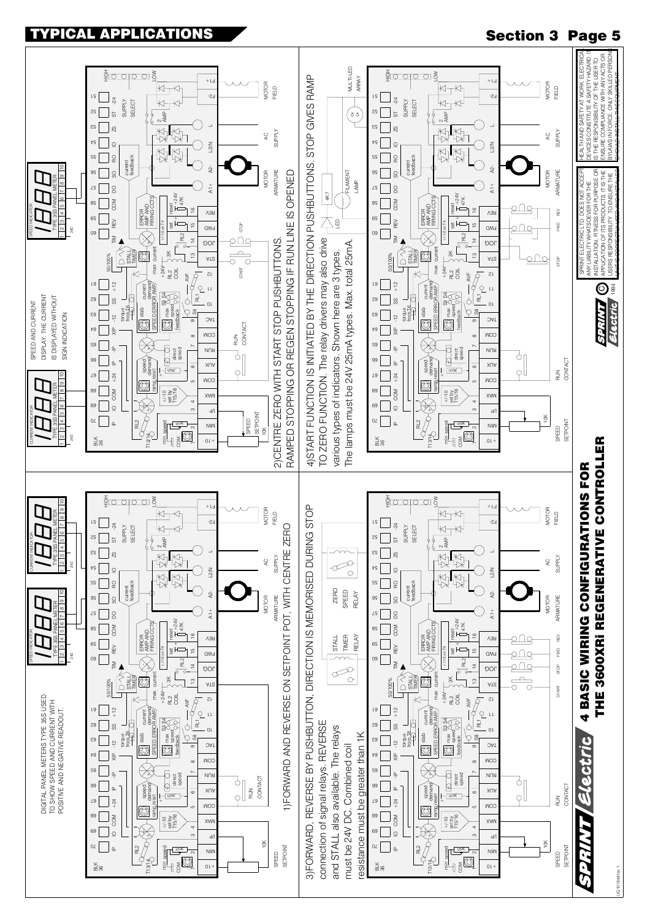# TYPICAL APPLICATIONS

## Section 3 Page 5

# 4 BASIC WIRING CONFIGURATIONS FOR THE 3600XRi REGENERATIVE CONTROLLER

1)FORWARD AND REVERSE ON SETPOINT POT, WITH CENTRE ZERO

DIGITAL PANEL METERS TYPE 3SS USED TO SHOW SPEED AND CURRENT WITH POSITIVE AND NEGATIVE READOUT.

2)CENTRE ZERO WITH START STOP PUSHBUTTONS. RAMPED STOPPING OR REGEN STOPPING IF RUN LINE IS OPENED

SPEED AND CURRENT DISPLAY. THE CURRENT IS DISPLAYED WITHOUT SIGN INDICATION

3)FORWARD, REVERSE BY PUSHBUTTON. DIRECTION IS MEMORISED DURING STOP connection of signal relays. REVERSE and STALL also available. The relays must be 24V DC. Combined coil resistance must be greater than 1K

4)START FUNCTION IS INITIATED BY THE DIRECTION PUSHBUTTONS. STOP GIVES RAMP TO ZERO FUNCTION. The relay drivers may also drive various types of indicators. Shown here are 3 types. The lamps must be 24V 25mA types. Max. total 25mA.

SPRINT ELECTRIC LTD. DOES NOT ACCEPT ANY LIABILITY WHATSOEVER FOR THE INSTALLATION, FITNESS FOR PURPOSE OR APPLICATION OF ITS PRODUCTS. IT IS THE USERS RESPONSIBILITY TO ENSURE THE UNIT IS CORRECTLY USED AND INSTALLED.

HEALTH AND SAFETY AT WORK. ELECTRICAL DEVICES CONSTITUTE A SAFETY HAZARD. IT IS THE RESPONSIBILITY OF THE USER TO ENSURE COMPLIANCE WITH ANY ACTS OR BYLAWS IN FORCE. ONLY SKILLED PERSONS SHOULD INSTALL THIS EQUIPMENT.

© 1994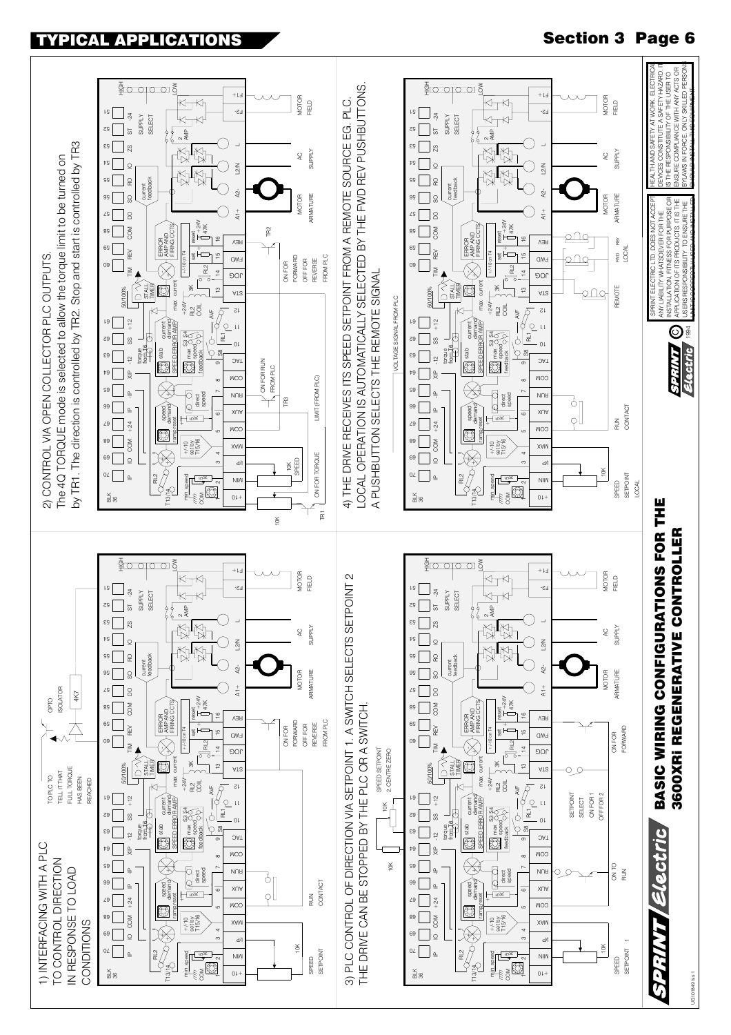# TYPICAL APPLICATIONS

## 1) INTERFACING WITH A PLC TO CONTROL DIRECTION IN RESPONSE TO LOAD CONDITIONS

TO PLC TO TELL IT THAT FULL TORQUE HAS BEEN REACHED

OPTO ISOLATOR

4K7

SPEED SETPOINT — RUN CONTACT — ON FOR FORWARD OFF FOR REVERSE FROM PLC — MOTOR ARMATURE — AC SUPPLY — MOTOR FIELD

## 2) CONTROL VIA OPEN COLLECTOR PLC OUTPUTS.

The 4Q TORQUE mode is selected to allow the torque limit to be turned on by TR1. The direction is controlled by TR2. Stop and start is controlled by TR3

10K — ON FOR TORQUE — 10K SPEED — LIMIT (FROM PLC) — TR1 — TR3 — ON FOR RUN FROM PLC — ON FOR FORWARD OFF FOR REVERSE FROM PLC — TR2 — MOTOR ARMATURE — AC SUPPLY — MOTOR FIELD

## 3) PLC CONTROL OF DIRECTION VIA SETPOINT 1. A SWITCH SELECTS SETPOINT 2 THE DRIVE CAN BE STOPPED BY THE PLC OR A SWITCH.

SPEED SETPOINT 2 CENTRE ZERO — 10K — 10K

SPEED SETPOINT 1 — ON TO RUN — SETPOINT SELECT ON FOR 1 OFF FOR 2 — ON FOR FORWARD — MOTOR ARMATURE — AC SUPPLY — MOTOR FIELD

## 4) THE DRIVE RECEIVES ITS SPEED SETPOINT FROM A REMOTE SOURCE EG. PLC. LOCAL OPERATION IS AUTOMATICALLY SELECTED BY THE FWD REV PUSHBUTTONS. A PUSHBUTTON SELECTS THE REMOTE SIGNAL

VOLTAGE SIGNAL FROM PLC

SPEED SETPOINT LOCAL — RUN CONTACT — REMOTE — FWD REV LOCAL — MOTOR ARMATURE — AC SUPPLY — MOTOR FIELD

# BASIC WIRING CONFIGURATIONS FOR THE 3600XRi REGENERATIVE CONTROLLER

SPRINT ELECTRIC LTD DOES NOT ACCEPT ANY LIABILITY WHATSOEVER FOR THE INSTALLATION, FITNESS FOR PURPOSE OR APPLICATION OF ITS PRODUCTS. IT IS THE USERS RESPONSIBILITY TO ENSURE THE UNIT IS CORRECTLY USED AND INSTALLED.

HEALTH AND SAFETY AT WORK. ELECTRICAL DEVICES CONSTITUTE A SAFETY HAZARD. IT IS THE RESPONSIBILITY OF THE USER TO ENSURE COMPLIANCE WITH ANY ACTS OR BYLAWS IN FORCE. ONLY SKILLED PERSONS SHOULD INSTALL THIS EQUIPMENT.

© 1994

UG10'849 iss 1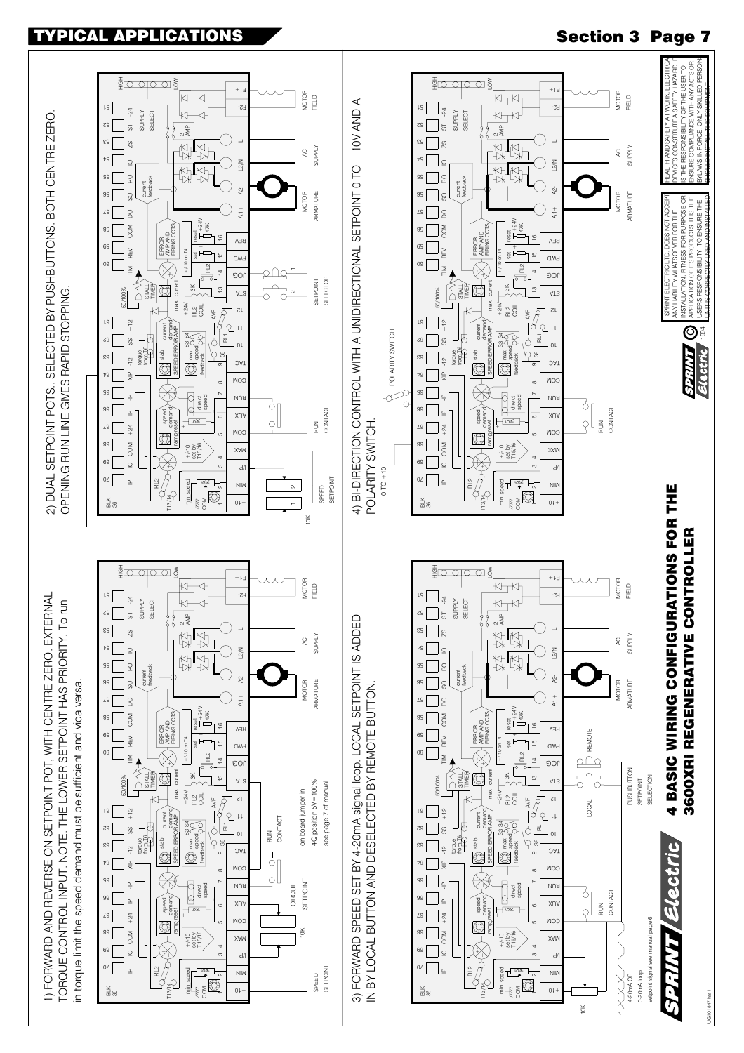# TYPICAL APPLICATIONS

## Section 3 Page 7

1) FORWARD AND REVERSE ON SETPOINT POT, WITH CENTRE ZERO. EXTERNAL TORQUE CONTROL INPUT. NOTE. THE LOWER SETPOINT HAS PRIORITY. To run in torque limit the speed demand must be sufficient and vica versa.

on board jumper in 4Q position 5V=100% see page 7 of manual

2) DUAL SETPOINT POTS.. SELECTED BY PUSHBUTTONS. BOTH CENTRE ZERO. OPENING RUN LINE GIVES RAPID STOPPING.

3) FORWARD SPEED SET BY 4-20mA signal loop. LOCAL SETPOINT IS ADDED IN BY LOCAL BUTTON AND DESELECTED BY REMOTE BUTTON.

4-20mA OR 0-20mA loop setpoint signal see manual page 6

4) BI-DIRECTION CONTROL WITH A UNIDIRECTIONAL SETPOINT 0 TO +10V AND A POLARITY SWITCH.

# 4 BASIC WIRING CONFIGURATIONS FOR THE 3600XRi REGENERATIVE CONTROLLER

SPRINT Electric © 1994

SPRINT ELECTRIC LTD. DOES NOT ACCEPT ANY LIABILITY WHATSOEVER FOR THE INSTALLATION, FITNESS FOR PURPOSE OR APPLICATION OF ITS PRODUCTS. IT IS THE USERS RESPONSIBILITY TO ENSURE THE UNIT IS CORRECTLY USED AND INSTALLED.

HEALTH AND SAFETY AT WORK. ELECTRICAL DEVICES CONSTITUTE A SAFETY HAZARD. IT IS THE RESPONSIBILITY OF THE USER TO ENSURE COMPLIANCE WITH ANY ACTS OR BYLAWS IN FORCE. ONLY SKILLED PERSONS SHOULD INSTALL THIS EQUIPMENT.

UG101847 iss 1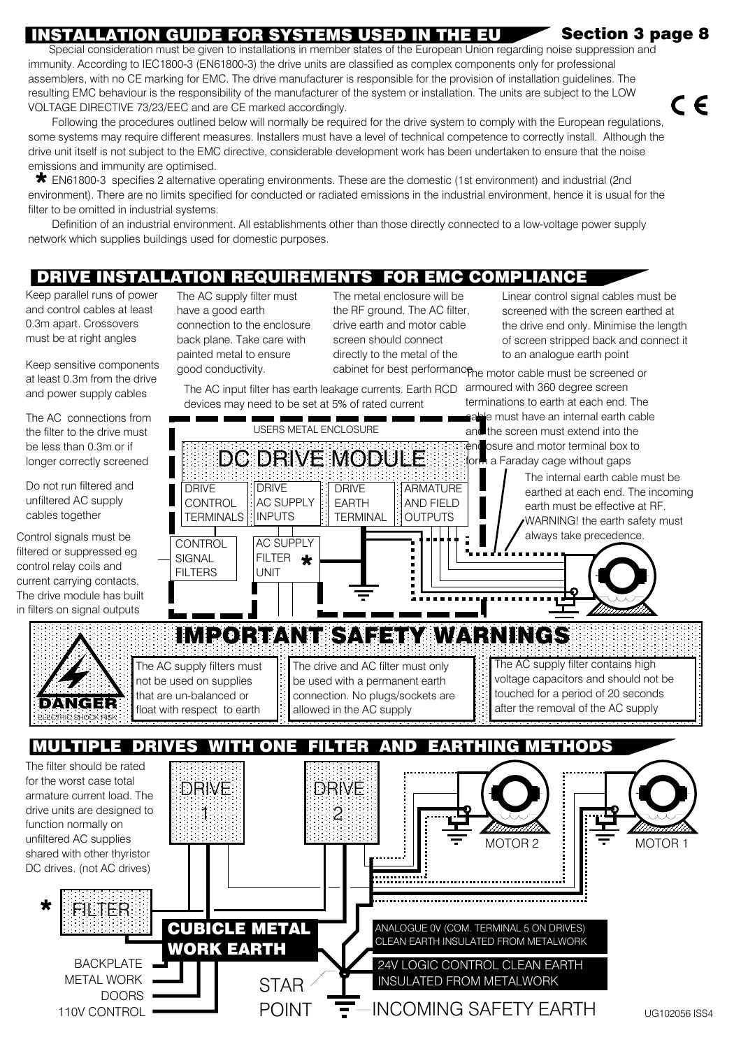# INSTALLATION GUIDE FOR SYSTEMS USED IN THE EU

**Section 3 page 8**

Special consideration must be given to installations in member states of the European Union regarding noise suppression and immunity. According to IEC1800-3 (EN61800-3) the drive units are classified as complex components only for professional assemblers, with no CE marking for EMC. The drive manufacturer is responsible for the provision of installation guidelines. The resulting EMC behaviour is the responsibility of the manufacturer of the system or installation. The units are subject to the LOW VOLTAGE DIRECTIVE 73/23/EEC and are CE marked accordingly.

CE

Following the procedures outlined below will normally be required for the drive system to comply with the European regulations, some systems may require different measures. Installers must have a level of technical competence to correctly install. Although the drive unit itself is not subject to the EMC directive, considerable development work has been undertaken to ensure that the noise emissions and immunity are optimised.

* EN61800-3 specifies 2 alternative operating environments. These are the domestic (1st environment) and industrial (2nd environment). There are no limits specified for conducted or radiated emissions in the industrial environment, hence it is usual for the filter to be omitted in industrial systems.

Definition of an industrial environment. All establishments other than those directly connected to a low-voltage power supply network which supplies buildings used for domestic purposes.

## DRIVE INSTALLATION REQUIREMENTS FOR EMC COMPLIANCE

Keep parallel runs of power and control cables at least 0.3m apart. Crossovers must be at right angles

Keep sensitive components at least 0.3m from the drive and power supply cables

The AC connections from the filter to the drive must be less than 0.3m or if longer correctly screened

Do not run filtered and unfiltered AC supply cables together

Control signals must be filtered or suppressed eg control relay coils and current carrying contacts. The drive module has built in filters on signal outputs

The AC supply filter must have a good earth connection to the enclosure back plane. Take care with painted metal to ensure good conductivity.

The metal enclosure will be the RF ground. The AC filter, drive earth and motor cable screen should connect directly to the metal of the cabinet for best performance.

Linear control signal cables must be screened with the screen earthed at the drive end only. Minimise the length of screen stripped back and connect it to an analogue earth point

The AC input filter has earth leakage currents. Earth RCD devices may need to be set at 5% of rated current

The motor cable must be screened or armoured with 360 degree screen terminations to earth at each end. The cable must have an internal earth cable and the screen must extend into the enclosure and motor terminal box to form a Faraday cage without gaps

The internal earth cable must be earthed at each end. The incoming earth must be effective at RF. WARNING! the earth safety must always take precedence.

USERS METAL ENCLOSURE

DC DRIVE MODULE

DRIVE CONTROL TERMINALS | DRIVE AC SUPPLY INPUTS | DRIVE EARTH TERMINAL | ARMATURE AND FIELD OUTPUTS

CONTROL SIGNAL FILTERS | AC SUPPLY FILTER UNIT *

## IMPORTANT SAFETY WARNINGS

DANGER
ELECTRIC SHOCK RISK

The AC supply filters must not be used on supplies that are un-balanced or float with respect to earth

The drive and AC filter must only be used with a permanent earth connection. No plugs/sockets are allowed in the AC supply

The AC supply filter contains high voltage capacitors and should not be touched for a period of 20 seconds after the removal of the AC supply

## MULTIPLE DRIVES WITH ONE FILTER AND EARTHING METHODS

The filter should be rated for the worst case total armature current load. The drive units are designed to function normally on unfiltered AC supplies shared with other thyristor DC drives. (not AC drives)

DRIVE 1 | DRIVE 2 | MOTOR 2 | MOTOR 1

* FILTER

**CUBICLE METAL WORK EARTH**

BACKPLATE METAL WORK
DOORS
110V CONTROL

STAR POINT

ANALOGUE 0V (COM. TERMINAL 5 ON DRIVES) CLEAN EARTH INSULATED FROM METALWORK

24V LOGIC CONTROL CLEAN EARTH INSULATED FROM METALWORK

INCOMING SAFETY EARTH

UG102056 ISS4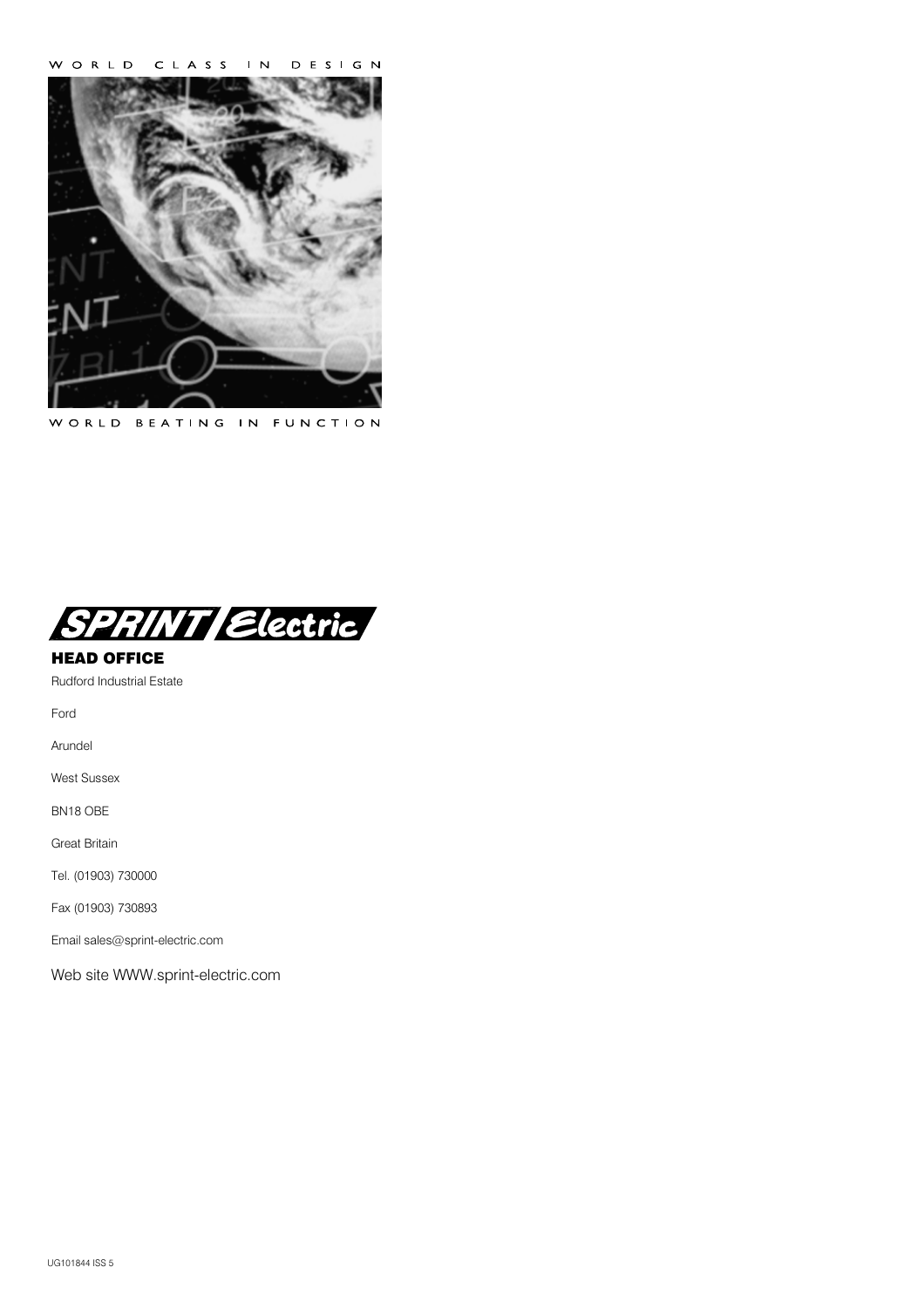WORLD CLASS IN DESIGN

WORLD BEATING IN FUNCTION

SPRINT Electric

**HEAD OFFICE**

Rudford Industrial Estate

Ford

Arundel

West Sussex

BN18 OBE

Great Britain

Tel. (01903) 730000

Fax (01903) 730893

Email sales@sprint-electric.com

Web site WWW.sprint-electric.com

UG101844 ISS 5